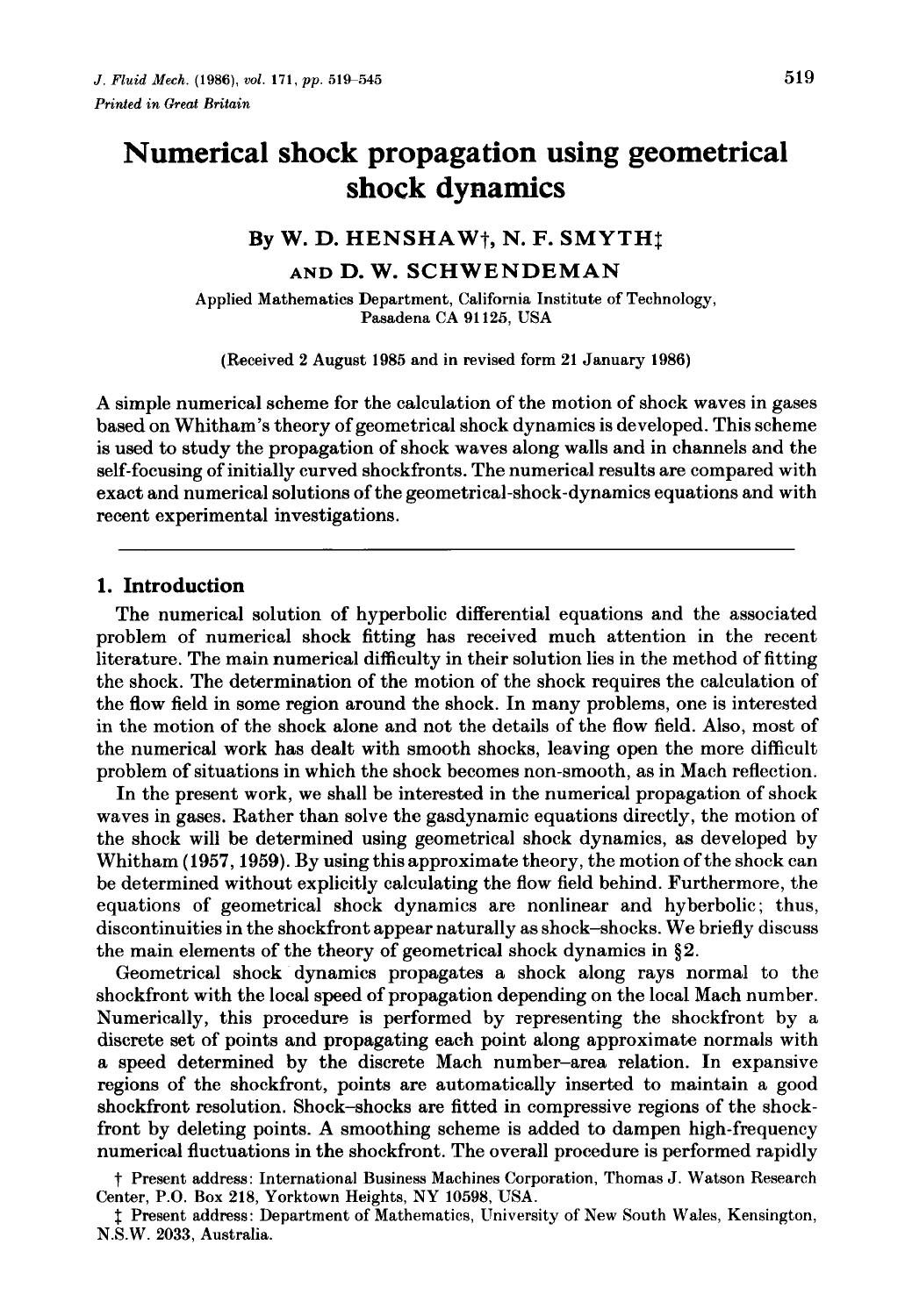# Numerical shock propagation using geometrical shock dynamics

By W. D. HENSHAW†, N. F. SMYTH‡

AND D. W. SCHWENDEMAN

Applied Mathematics Department, California Institute of Technology, Pasadena CA 91125, USA

(Received 2 August 1985 and in revised form 21 January 1986)

A simple numerical scheme for the calculation of the motion of shock waves in gases based on Whitham's theory of geometrical shock dynamics is developed. This scheme is used to study the propagation of shock waves along walls and in channels and the self-focusing of initially curved shockfronts. The numerical results are compared with exact and numerical solutions of the geometrical-shock-dynamics equations and with recent experimental investigations.

## 1. Introduction

The numerical solution of hyperbolic differential equations and the associated problem of numerical shock fitting has received much attention in the recent literature. The main numerical difficulty in their solution lies in the method of fitting the shock. The determination of the motion of the shock requires the calculation of the flow field in some region around the shock. In many problems, one is interested in the motion of the shock alone and not the details of the flow field. Also, most of the numerical work has dealt with smooth shocks, leaving open the more difficult problem of situations in which the shock becomes non-smooth, as in Mach reflection.

In the present work, we shall be interested in the numerical propagation of shock waves in gases. Rather than solve the gasdynamic equations directly, the motion of the shock will be determined using geometrical shock dynamics, as developed by Whitham (1957, 1959). By using this approximate theory, the motion of the shock can be determined without explicitly calculating the flow field behind. Furthermore, the equations of geometrical shock dynamics are nonlinear and hyberbolic; thus, discontinuities in the shockfront appear naturally as shock–shocks. We briefly discuss the main elements of the theory of geometrical shock dynamics in §2.

Geometrical shock dynamics propagates a shock along rays normal to the shockfront with the local speed of propagation depending on the local Mach number. Numerically, this procedure is performed by representing the shockfront by a discrete set of points and propagating each point along approximate normals with a speed determined by the discrete Mach number–area relation. In expansive regions of the shockfront, points are automatically inserted to maintain a good shockfront resolution. Shock–shocks are fitted in compressive regions of the shockfront by deleting points. A smoothing scheme is added to dampen high-frequency numerical fluctuations in the shockfront. The overall procedure is performed rapidly

† Present address: International Business Machines Corporation, Thomas J. Watson Research Center, P.O. Box 218, Yorktown Heights, NY 10598, USA.

‡ Present address: Department of Mathematics, University of New South Wales, Kensington, N.S.W. 2033, Australia.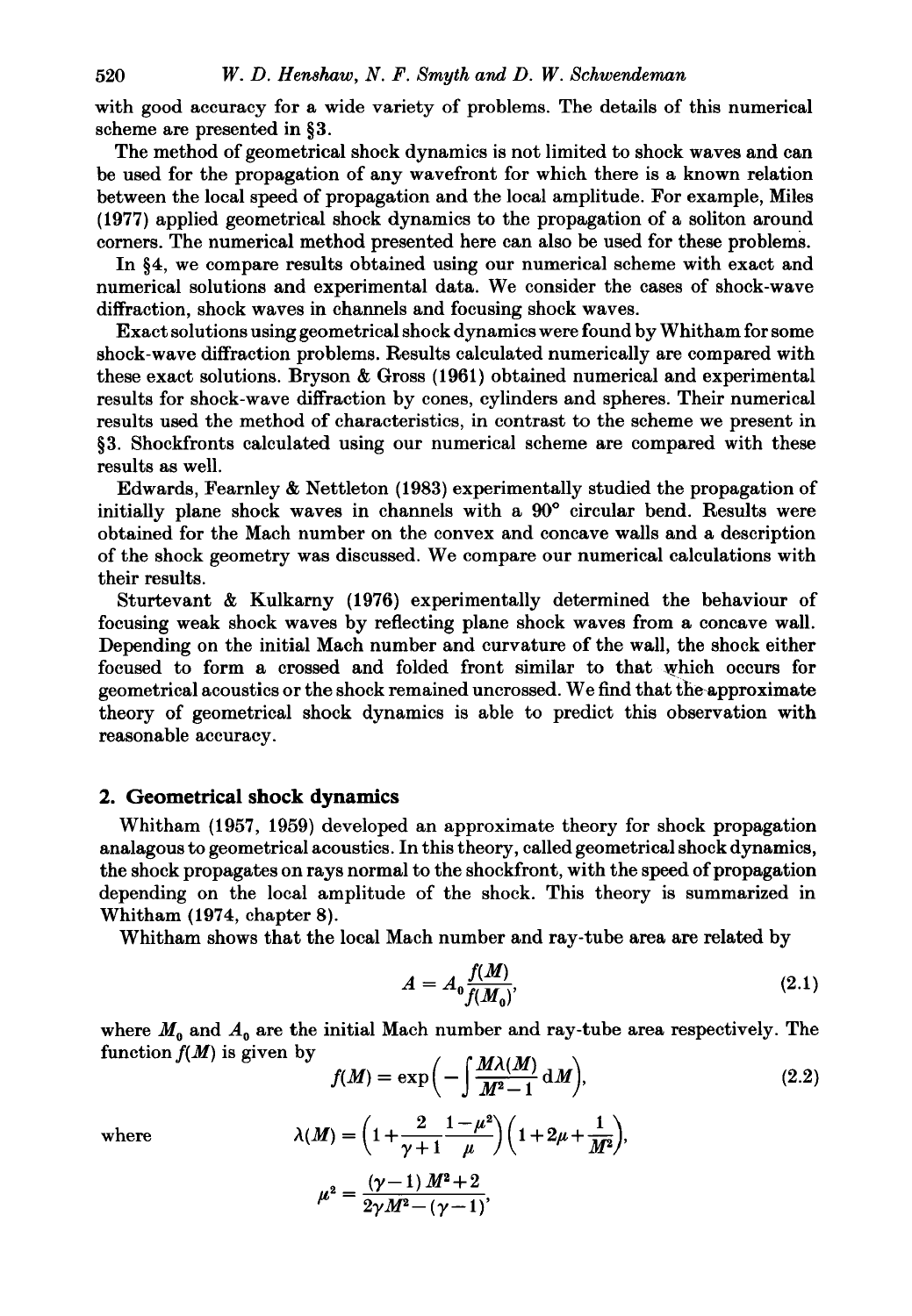with good accuracy for a wide variety of problems. The details of this numerical scheme are presented in §3.

The method of geometrical shock dynamics is not limited to shock waves and can be used for the propagation of any wavefront for which there is a known relation between the local speed of propagation and the local amplitude. For example, Miles (1977) applied geometrical shock dynamics to the propagation of a soliton around corners. The numerical method presented here can also be used for these problems.

In §4, we compare results obtained using our numerical scheme with exact and numerical solutions and experimental data. We consider the cases of shock-wave diffraction, shock waves in channels and focusing shock waves.

Exact solutions using geometrical shock dynamics were found by Whitham for some shock-wave diffraction problems. Results calculated numerically are compared with these exact solutions. Bryson & Gross (1961) obtained numerical and experimental results for shock-wave diffraction by cones, cylinders and spheres. Their numerical results used the method of characteristics, in contrast to the scheme we present in §3. Shockfronts calculated using our numerical scheme are compared with these results as well.

Edwards, Fearnley & Nettleton (1983) experimentally studied the propagation of initially plane shock waves in channels with a 90° circular bend. Results were obtained for the Mach number on the convex and concave walls and a description of the shock geometry was discussed. We compare our numerical calculations with their results.

Sturtevant & Kulkarny (1976) experimentally determined the behaviour of focusing weak shock waves by reflecting plane shock waves from a concave wall. Depending on the initial Mach number and curvature of the wall, the shock either focused to form a crossed and folded front similar to that which occurs for geometrical acoustics or the shock remained uncrossed. We find that the approximate theory of geometrical shock dynamics is able to predict this observation with reasonable accuracy.

## 2. Geometrical shock dynamics

Whitham (1957, 1959) developed an approximate theory for shock propagation analagous to geometrical acoustics. In this theory, called geometrical shock dynamics, the shock propagates on rays normal to the shockfront, with the speed of propagation depending on the local amplitude of the shock. This theory is summarized in Whitham (1974, chapter 8).

Whitham shows that the local Mach number and ray-tube area are related by

$$A = A_0 \frac{f(M)}{f(M_0)}, \tag{2.1}$$

where $M_0$ and $A_0$ are the initial Mach number and ray-tube area respectively. The function $f(M)$ is given by

$$f(M) = \exp\left(-\int \frac{M\lambda(M)}{M^2-1}\,\mathrm{d}M\right), \tag{2.2}$$

where

$$\lambda(M) = \left(1+\frac{2}{\gamma+1}\frac{1-\mu^2}{\mu}\right)\left(1+2\mu+\frac{1}{M^2}\right),$$

$$\mu^2 = \frac{(\gamma-1)\,M^2+2}{2\gamma M^2-(\gamma-1)},$$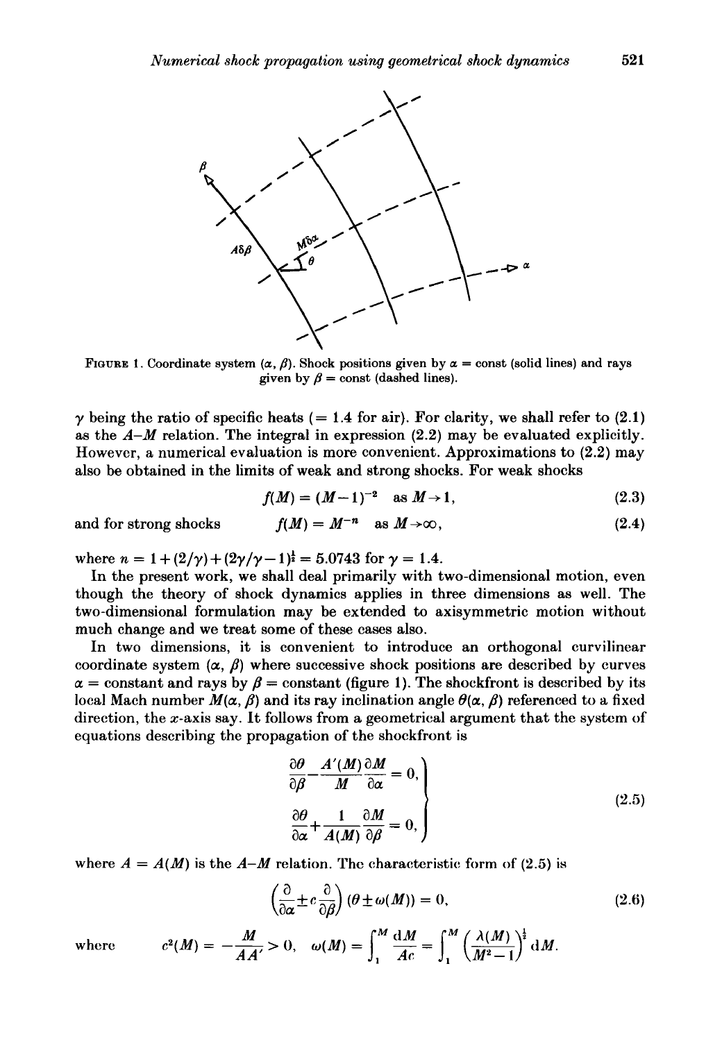FIGURE 1. Coordinate system $(\alpha, \beta)$. Shock positions given by $\alpha$ = const (solid lines) and rays given by $\beta$ = const (dashed lines).

$\gamma$ being the ratio of specific heats (= 1.4 for air). For clarity, we shall refer to (2.1) as the $A$–$M$ relation. The integral in expression (2.2) may be evaluated explicitly. However, a numerical evaluation is more convenient. Approximations to (2.2) may also be obtained in the limits of weak and strong shocks. For weak shocks

$$f(M) = (M-1)^{-2} \quad \text{as } M \to 1, \tag{2.3}$$

and for strong shocks

$$f(M) = M^{-n} \quad \text{as } M \to \infty, \tag{2.4}$$

where $n = 1 + (2/\gamma) + (2\gamma/\gamma - 1)^{\frac{1}{2}} = 5.0743$ for $\gamma = 1.4$.

In the present work, we shall deal primarily with two-dimensional motion, even though the theory of shock dynamics applies in three dimensions as well. The two-dimensional formulation may be extended to axisymmetric motion without much change and we treat some of these cases also.

In two dimensions, it is convenient to introduce an orthogonal curvilinear coordinate system $(\alpha, \beta)$ where successive shock positions are described by curves $\alpha$ = constant and rays by $\beta$ = constant (figure 1). The shockfront is described by its local Mach number $M(\alpha, \beta)$ and its ray inclination angle $\theta(\alpha, \beta)$ referenced to a fixed direction, the $x$-axis say. It follows from a geometrical argument that the system of equations describing the propagation of the shockfront is

$$\left.\begin{aligned} \frac{\partial \theta}{\partial \beta} - \frac{A'(M)}{M}\frac{\partial M}{\partial \alpha} &= 0, \\ \frac{\partial \theta}{\partial \alpha} + \frac{1}{A(M)}\frac{\partial M}{\partial \beta} &= 0, \end{aligned}\right\} \tag{2.5}$$

where $A = A(M)$ is the $A$–$M$ relation. The characteristic form of (2.5) is

$$\left(\frac{\partial}{\partial \alpha} \pm c\frac{\partial}{\partial \beta}\right)(\theta \pm \omega(M)) = 0, \tag{2.6}$$

where $$c^2(M) = -\frac{M}{AA'} > 0, \quad \omega(M) = \int_1^M \frac{\mathrm{d}M}{Ac} = \int_1^M \left(\frac{\lambda(M)}{M^2-1}\right)^{\frac{1}{2}} \mathrm{d}M.$$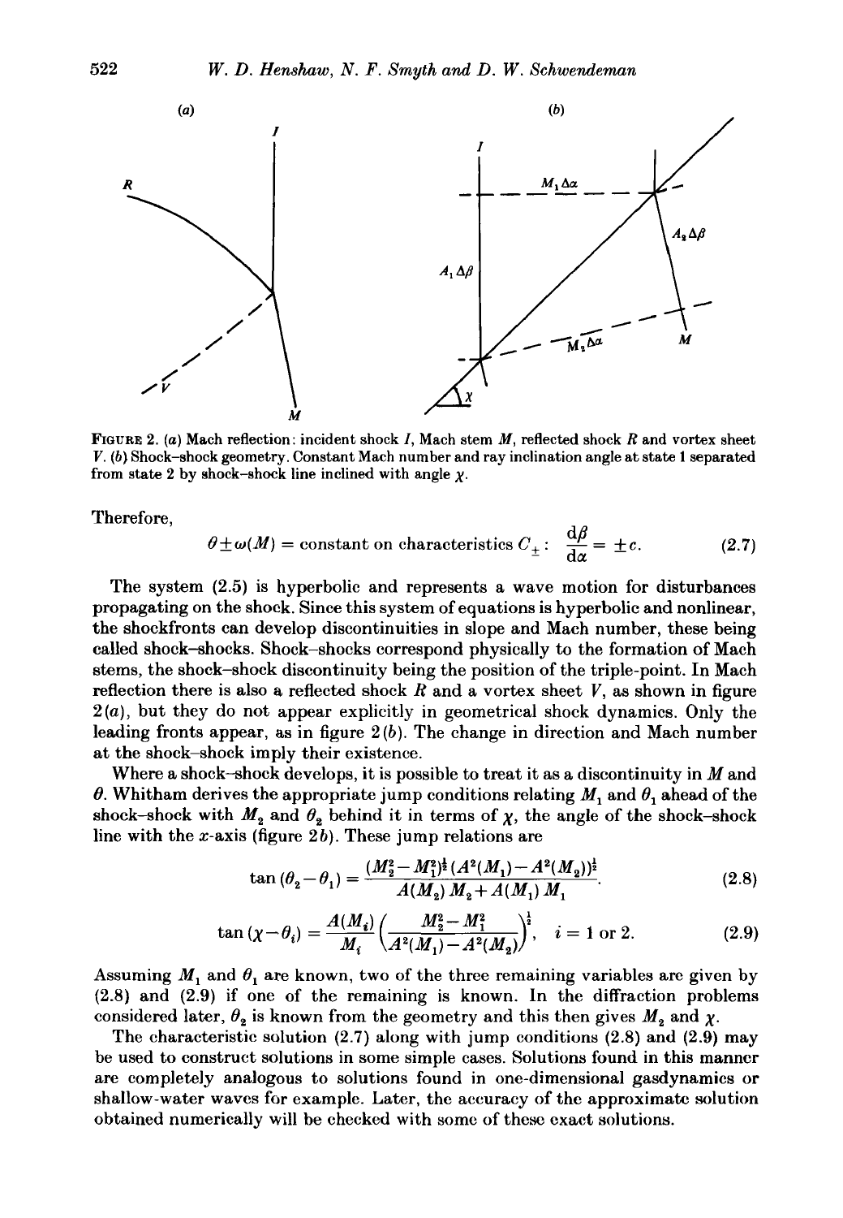FIGURE 2. (a) Mach reflection: incident shock $I$, Mach stem $M$, reflected shock $R$ and vortex sheet $V$. (b) Shock–shock geometry. Constant Mach number and ray inclination angle at state 1 separated from state 2 by shock–shock line inclined with angle $\chi$.

Therefore,

$$\theta \pm \omega(M) = \text{constant on characteristics } C_{\pm}: \quad \frac{\mathrm{d}\beta}{\mathrm{d}\alpha} = \pm c. \tag{2.7}$$

The system (2.5) is hyperbolic and represents a wave motion for disturbances propagating on the shock. Since this system of equations is hyperbolic and nonlinear, the shockfronts can develop discontinuities in slope and Mach number, these being called shock–shocks. Shock–shocks correspond physically to the formation of Mach stems, the shock–shock discontinuity being the position of the triple-point. In Mach reflection there is also a reflected shock $R$ and a vortex sheet $V$, as shown in figure 2(a), but they do not appear explicitly in geometrical shock dynamics. Only the leading fronts appear, as in figure 2(b). The change in direction and Mach number at the shock–shock imply their existence.

Where a shock–shock develops, it is possible to treat it as a discontinuity in $M$ and $\theta$. Whitham derives the appropriate jump conditions relating $M_1$ and $\theta_1$ ahead of the shock–shock with $M_2$ and $\theta_2$ behind it in terms of $\chi$, the angle of the shock–shock line with the $x$-axis (figure 2b). These jump relations are

$$\tan(\theta_2 - \theta_1) = \frac{(M_2^2 - M_1^2)^{\frac{1}{2}}(A^2(M_1) - A^2(M_2))^{\frac{1}{2}}}{A(M_2)\,M_2 + A(M_1)\,M_1}, \tag{2.8}$$

$$\tan(\chi - \theta_i) = \frac{A(M_i)}{M_i}\left(\frac{M_2^2 - M_1^2}{A^2(M_1) - A^2(M_2)}\right)^{\frac{1}{2}}, \quad i = 1 \text{ or } 2. \tag{2.9}$$

Assuming $M_1$ and $\theta_1$ are known, two of the three remaining variables are given by (2.8) and (2.9) if one of the remaining is known. In the diffraction problems considered later, $\theta_2$ is known from the geometry and this then gives $M_2$ and $\chi$.

The characteristic solution (2.7) along with jump conditions (2.8) and (2.9) may be used to construct solutions in some simple cases. Solutions found in this manner are completely analogous to solutions found in one-dimensional gasdynamics or shallow-water waves for example. Later, the accuracy of the approximate solution obtained numerically will be checked with some of these exact solutions.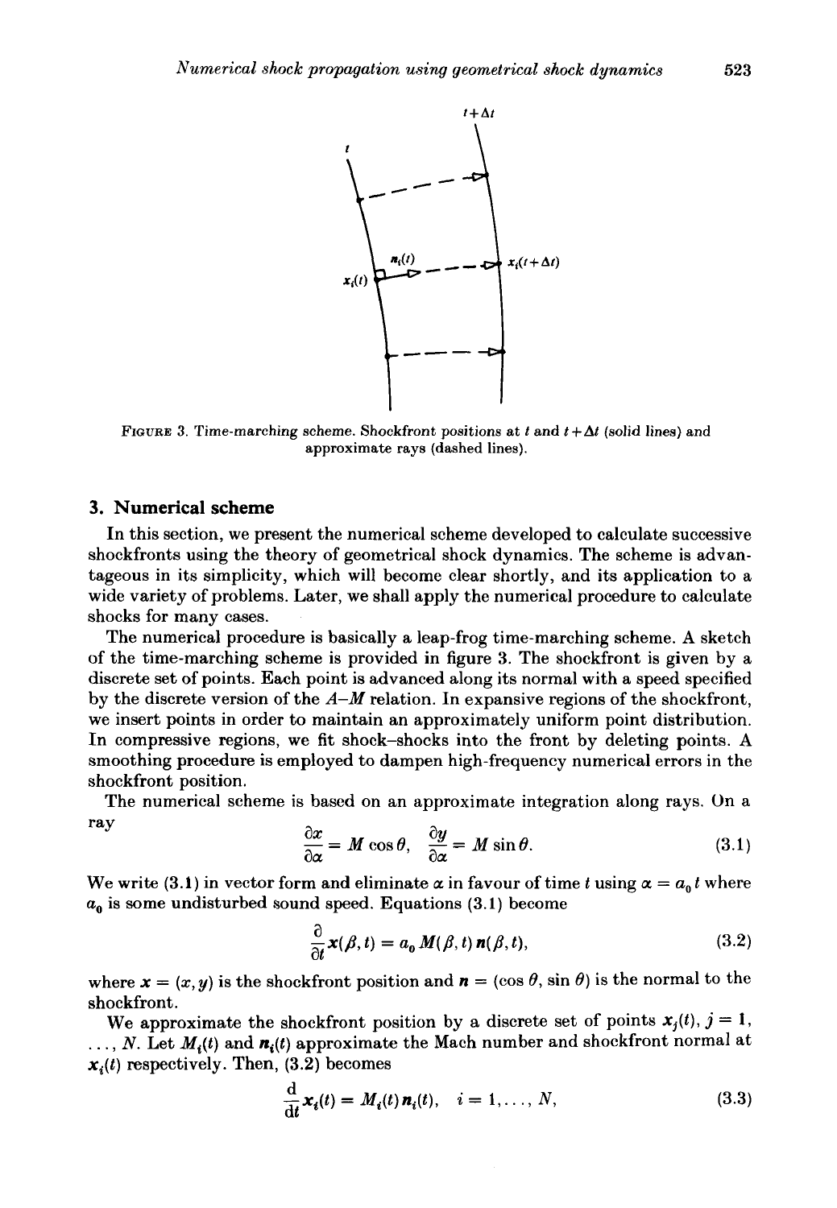FIGURE 3. Time-marching scheme. Shockfront positions at $t$ and $t+\Delta t$ (solid lines) and approximate rays (dashed lines).

## 3. Numerical scheme

In this section, we present the numerical scheme developed to calculate successive shockfronts using the theory of geometrical shock dynamics. The scheme is advantageous in its simplicity, which will become clear shortly, and its application to a wide variety of problems. Later, we shall apply the numerical procedure to calculate shocks for many cases.

The numerical procedure is basically a leap-frog time-marching scheme. A sketch of the time-marching scheme is provided in figure 3. The shockfront is given by a discrete set of points. Each point is advanced along its normal with a speed specified by the discrete version of the $A$–$M$ relation. In expansive regions of the shockfront, we insert points in order to maintain an approximately uniform point distribution. In compressive regions, we fit shock–shocks into the front by deleting points. A smoothing procedure is employed to dampen high-frequency numerical errors in the shockfront position.

The numerical scheme is based on an approximate integration along rays. On a ray

$$\frac{\partial x}{\partial \alpha} = M\cos\theta, \quad \frac{\partial y}{\partial \alpha} = M\sin\theta. \tag{3.1}$$

We write (3.1) in vector form and eliminate $\alpha$ in favour of time $t$ using $\alpha = a_0 t$ where $a_0$ is some undisturbed sound speed. Equations (3.1) become

$$\frac{\partial}{\partial t}\boldsymbol{x}(\beta, t) = a_0 M(\beta, t)\,\boldsymbol{n}(\beta, t), \tag{3.2}$$

where $\boldsymbol{x} = (x, y)$ is the shockfront position and $\boldsymbol{n} = (\cos\theta, \sin\theta)$ is the normal to the shockfront.

We approximate the shockfront position by a discrete set of points $\boldsymbol{x}_j(t)$, $j = 1, \ldots, N$. Let $M_i(t)$ and $\boldsymbol{n}_i(t)$ approximate the Mach number and shockfront normal at $\boldsymbol{x}_i(t)$ respectively. Then, (3.2) becomes

$$\frac{\mathrm{d}}{\mathrm{d}t}\boldsymbol{x}_i(t) = M_i(t)\,\boldsymbol{n}_i(t), \quad i = 1, \ldots, N, \tag{3.3}$$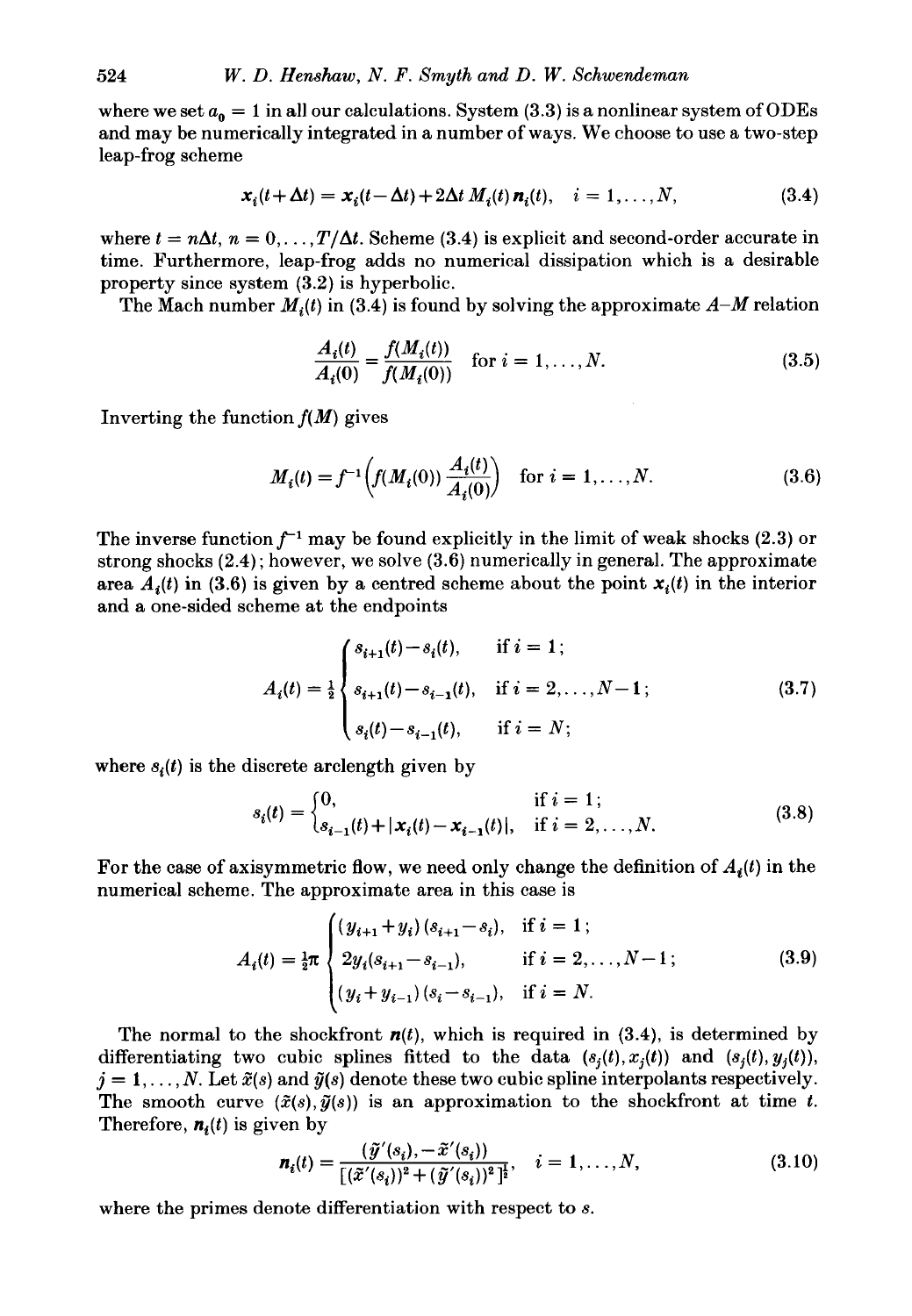where we set $a_0 = 1$ in all our calculations. System (3.3) is a nonlinear system of ODEs and may be numerically integrated in a number of ways. We choose to use a two-step leap-frog scheme

$$\boldsymbol{x}_i(t+\Delta t) = \boldsymbol{x}_i(t-\Delta t) + 2\Delta t\, M_i(t)\, \boldsymbol{n}_i(t), \quad i = 1, \ldots, N, \tag{3.4}$$

where $t = n\Delta t$, $n = 0, \ldots, T/\Delta t$. Scheme (3.4) is explicit and second-order accurate in time. Furthermore, leap-frog adds no numerical dissipation which is a desirable property since system (3.2) is hyperbolic.

The Mach number $M_i(t)$ in (3.4) is found by solving the approximate $A$–$M$ relation

$$\frac{A_i(t)}{A_i(0)} = \frac{f(M_i(t))}{f(M_i(0))} \quad \text{for } i = 1, \ldots, N. \tag{3.5}$$

Inverting the function $f(M)$ gives

$$M_i(t) = f^{-1}\left(f(M_i(0))\,\frac{A_i(t)}{A_i(0)}\right) \quad \text{for } i = 1, \ldots, N. \tag{3.6}$$

The inverse function $f^{-1}$ may be found explicitly in the limit of weak shocks (2.3) or strong shocks (2.4); however, we solve (3.6) numerically in general. The approximate area $A_i(t)$ in (3.6) is given by a centred scheme about the point $\boldsymbol{x}_i(t)$ in the interior and a one-sided scheme at the endpoints

$$A_i(t) = \tfrac{1}{2}\begin{cases} s_{i+1}(t) - s_i(t), & \text{if } i = 1; \\ s_{i+1}(t) - s_{i-1}(t), & \text{if } i = 2, \ldots, N-1; \\ s_i(t) - s_{i-1}(t), & \text{if } i = N; \end{cases} \tag{3.7}$$

where $s_i(t)$ is the discrete arclength given by

$$s_i(t) = \begin{cases} 0, & \text{if } i = 1; \\ s_{i-1}(t) + |\boldsymbol{x}_i(t) - \boldsymbol{x}_{i-1}(t)|, & \text{if } i = 2, \ldots, N. \end{cases} \tag{3.8}$$

For the case of axisymmetric flow, we need only change the definition of $A_i(t)$ in the numerical scheme. The approximate area in this case is

$$A_i(t) = \tfrac{1}{2}\pi\begin{cases} (y_{i+1} + y_i)(s_{i+1} - s_i), & \text{if } i = 1; \\ 2y_i(s_{i+1} - s_{i-1}), & \text{if } i = 2, \ldots, N-1; \\ (y_i + y_{i-1})(s_i - s_{i-1}), & \text{if } i = N. \end{cases} \tag{3.9}$$

The normal to the shockfront $\boldsymbol{n}(t)$, which is required in (3.4), is determined by differentiating two cubic splines fitted to the data $(s_j(t), x_j(t))$ and $(s_j(t), y_j(t))$, $j = 1, \ldots, N$. Let $\tilde{x}(s)$ and $\tilde{y}(s)$ denote these two cubic spline interpolants respectively. The smooth curve $(\tilde{x}(s), \tilde{y}(s))$ is an approximation to the shockfront at time $t$. Therefore, $\boldsymbol{n}_i(t)$ is given by

$$\boldsymbol{n}_i(t) = \frac{(\tilde{y}'(s_i), -\tilde{x}'(s_i))}{[(\tilde{x}'(s_i))^2 + (\tilde{y}'(s_i))^2]^{\frac{1}{2}}}, \quad i = 1, \ldots, N, \tag{3.10}$$

where the primes denote differentiation with respect to $s$.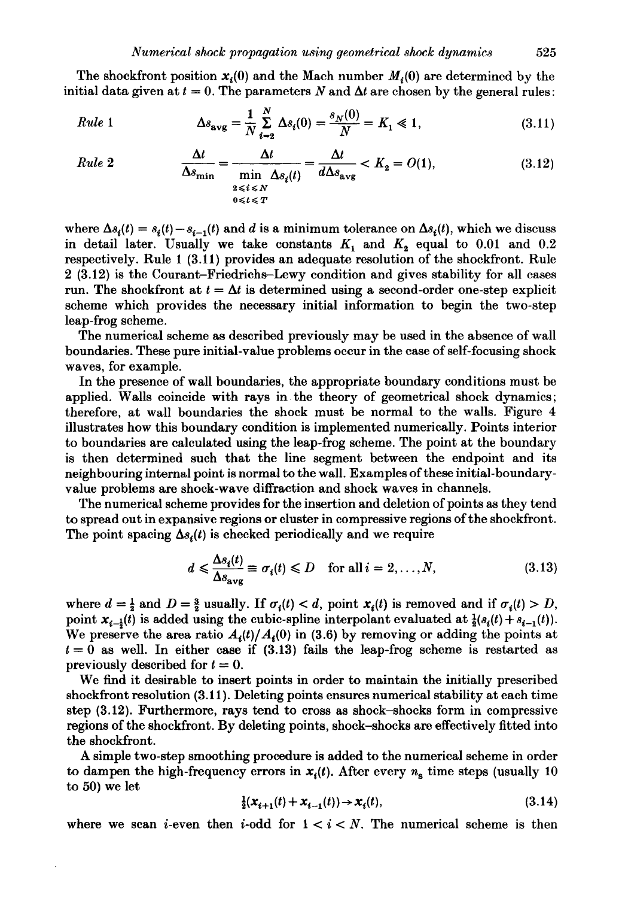The shockfront position $\boldsymbol{x}_i(0)$ and the Mach number $M_i(0)$ are determined by the initial data given at $t = 0$. The parameters $N$ and $\Delta t$ are chosen by the general rules:

*Rule* 1
$$\Delta s_{\text{avg}} = \frac{1}{N} \sum_{i=2}^{N} \Delta s_i(0) = \frac{s_N(0)}{N} = K_1 \ll 1, \tag{3.11}$$

*Rule* 2
$$\frac{\Delta t}{\Delta s_{\min}} = \frac{\Delta t}{\displaystyle\min_{\substack{2 \leqslant i \leqslant N \\ 0 \leqslant t \leqslant T}} \Delta s_i(t)} = \frac{\Delta t}{d \Delta s_{\text{avg}}} < K_2 = O(1), \tag{3.12}$$

where $\Delta s_i(t) = s_i(t) - s_{i-1}(t)$ and $d$ is a minimum tolerance on $\Delta s_i(t)$, which we discuss in detail later. Usually we take constants $K_1$ and $K_2$ equal to 0.01 and 0.2 respectively. Rule 1 (3.11) provides an adequate resolution of the shockfront. Rule 2 (3.12) is the Courant–Friedrichs–Lewy condition and gives stability for all cases run. The shockfront at $t = \Delta t$ is determined using a second-order one-step explicit scheme which provides the necessary initial information to begin the two-step leap-frog scheme.

The numerical scheme as described previously may be used in the absence of wall boundaries. These pure initial-value problems occur in the case of self-focusing shock waves, for example.

In the presence of wall boundaries, the appropriate boundary conditions must be applied. Walls coincide with rays in the theory of geometrical shock dynamics; therefore, at wall boundaries the shock must be normal to the walls. Figure 4 illustrates how this boundary condition is implemented numerically. Points interior to boundaries are calculated using the leap-frog scheme. The point at the boundary is then determined such that the line segment between the endpoint and its neighbouring internal point is normal to the wall. Examples of these initial-boundary-value problems are shock-wave diffraction and shock waves in channels.

The numerical scheme provides for the insertion and deletion of points as they tend to spread out in expansive regions or cluster in compressive regions of the shockfront. The point spacing $\Delta s_i(t)$ is checked periodically and we require

$$d \leqslant \frac{\Delta s_i(t)}{\Delta s_{\text{avg}}} \equiv \sigma_i(t) \leqslant D \quad \text{for all } i = 2, \ldots, N, \tag{3.13}$$

where $d = \frac{1}{2}$ and $D = \frac{3}{2}$ usually. If $\sigma_i(t) < d$, point $\boldsymbol{x}_i(t)$ is removed and if $\sigma_i(t) > D$, point $\boldsymbol{x}_{i-\frac{1}{2}}(t)$ is added using the cubic-spline interpolant evaluated at $\frac{1}{2}(s_i(t) + s_{i-1}(t))$. We preserve the area ratio $A_i(t)/A_i(0)$ in (3.6) by removing or adding the points at $t = 0$ as well. In either case if (3.13) fails the leap-frog scheme is restarted as previously described for $t = 0$.

We find it desirable to insert points in order to maintain the initially prescribed shockfront resolution (3.11). Deleting points ensures numerical stability at each time step (3.12). Furthermore, rays tend to cross as shock–shocks form in compressive regions of the shockfront. By deleting points, shock–shocks are effectively fitted into the shockfront.

A simple two-step smoothing procedure is added to the numerical scheme in order to dampen the high-frequency errors in $\boldsymbol{x}_i(t)$. After every $n_s$ time steps (usually 10 to 50) we let

$$\tfrac{1}{2}(\boldsymbol{x}_{i+1}(t) + \boldsymbol{x}_{i-1}(t)) \rightarrow \boldsymbol{x}_i(t), \tag{3.14}$$

where we scan $i$-even then $i$-odd for $1 < i < N$. The numerical scheme is then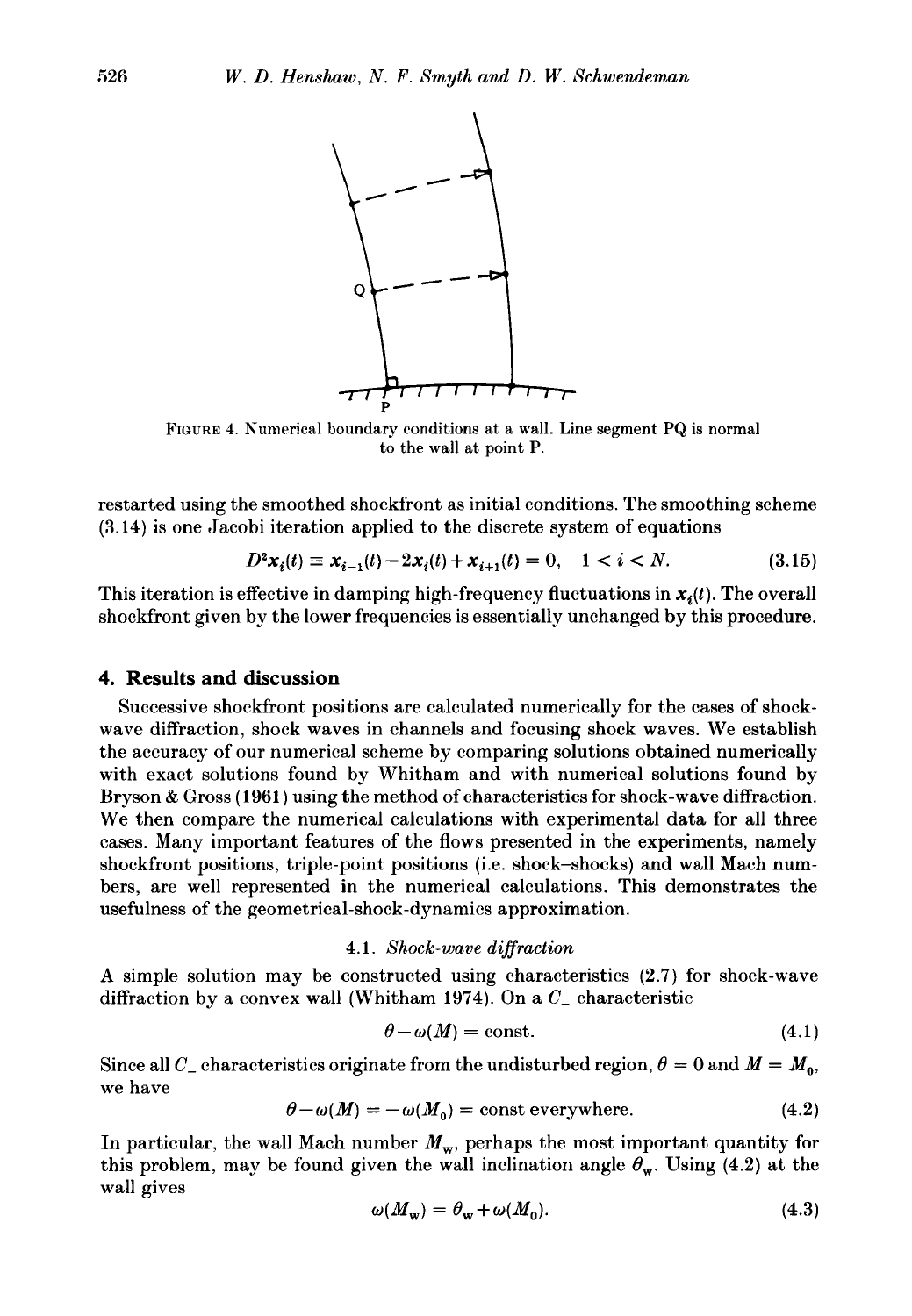FIGURE 4. Numerical boundary conditions at a wall. Line segment PQ is normal to the wall at point P.

restarted using the smoothed shockfront as initial conditions. The smoothing scheme (3.14) is one Jacobi iteration applied to the discrete system of equations

$$D^2 \boldsymbol{x}_i(t) \equiv \boldsymbol{x}_{i-1}(t) - 2\boldsymbol{x}_i(t) + \boldsymbol{x}_{i+1}(t) = 0, \quad 1 < i < N. \tag{3.15}$$

This iteration is effective in damping high-frequency fluctuations in $\boldsymbol{x}_i(t)$. The overall shockfront given by the lower frequencies is essentially unchanged by this procedure.

## 4. Results and discussion

Successive shockfront positions are calculated numerically for the cases of shock-wave diffraction, shock waves in channels and focusing shock waves. We establish the accuracy of our numerical scheme by comparing solutions obtained numerically with exact solutions found by Whitham and with numerical solutions found by Bryson & Gross (1961) using the method of characteristics for shock-wave diffraction. We then compare the numerical calculations with experimental data for all three cases. Many important features of the flows presented in the experiments, namely shockfront positions, triple-point positions (i.e. shock–shocks) and wall Mach numbers, are well represented in the numerical calculations. This demonstrates the usefulness of the geometrical-shock-dynamics approximation.

### 4.1. *Shock-wave diffraction*

A simple solution may be constructed using characteristics (2.7) for shock-wave diffraction by a convex wall (Whitham 1974). On a $C_-$ characteristic

$$\theta - \omega(M) = \text{const.} \tag{4.1}$$

Since all $C_-$ characteristics originate from the undisturbed region, $\theta = 0$ and $M = M_0$, we have

$$\theta - \omega(M) = -\omega(M_0) = \text{const everywhere.} \tag{4.2}$$

In particular, the wall Mach number $M_w$, perhaps the most important quantity for this problem, may be found given the wall inclination angle $\theta_w$. Using (4.2) at the wall gives

$$\omega(M_w) = \theta_w + \omega(M_0). \tag{4.3}$$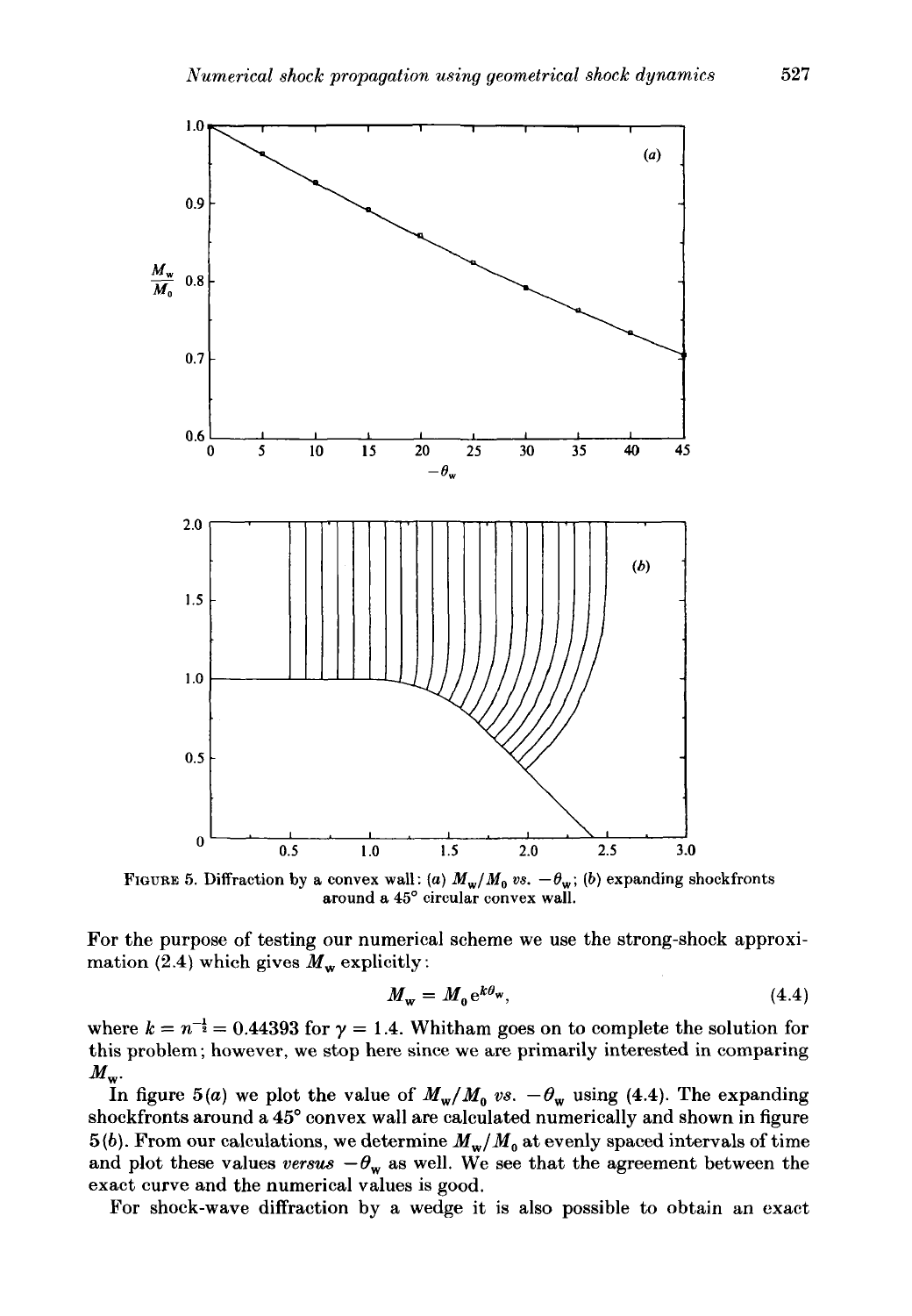FIGURE 5. Diffraction by a convex wall: (*a*) $M_w/M_0$ *vs.* $-\theta_w$; (*b*) expanding shockfronts around a 45° circular convex wall.

For the purpose of testing our numerical scheme we use the strong-shock approximation (2.4) which gives $M_w$ explicitly:

$$M_w = M_0 e^{k\theta_w}, \tag{4.4}$$

where $k = n^{-\frac{1}{2}} = 0.44393$ for $\gamma = 1.4$. Whitham goes on to complete the solution for this problem; however, we stop here since we are primarily interested in comparing $M_w$.

In figure 5(*a*) we plot the value of $M_w/M_0$ *vs.* $-\theta_w$ using (4.4). The expanding shockfronts around a 45° convex wall are calculated numerically and shown in figure 5(*b*). From our calculations, we determine $M_w/M_0$ at evenly spaced intervals of time and plot these values *versus* $-\theta_w$ as well. We see that the agreement between the exact curve and the numerical values is good.

For shock-wave diffraction by a wedge it is also possible to obtain an exact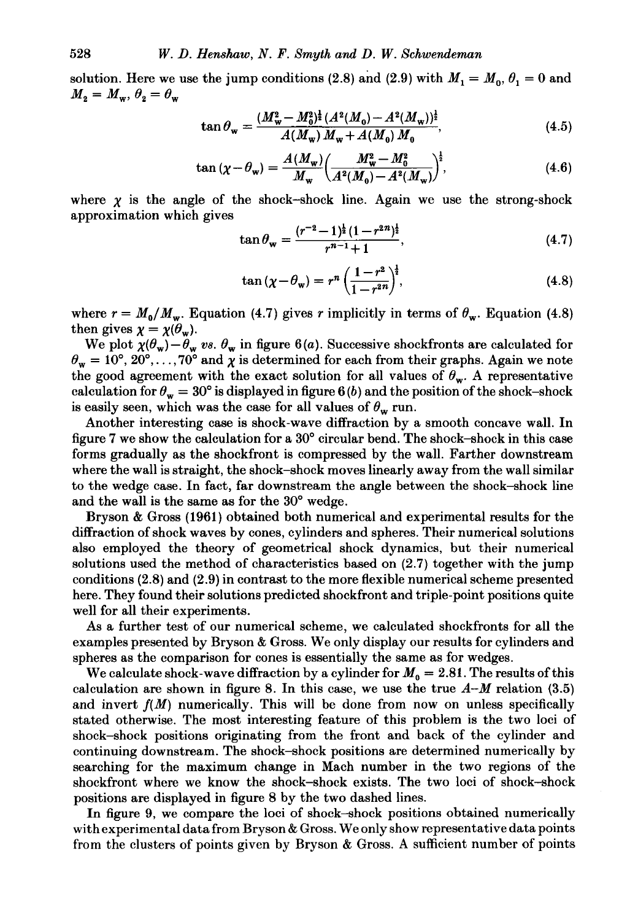solution. Here we use the jump conditions (2.8) and (2.9) with $M_1 = M_0$, $\theta_1 = 0$ and $M_2 = M_w$, $\theta_2 = \theta_w$

$$\tan\theta_w = \frac{(M_w^2 - M_0^2)^{\frac{1}{2}}(A^2(M_0) - A^2(M_w))^{\frac{1}{2}}}{A(M_w)\,M_w + A(M_0)\,M_0}, \tag{4.5}$$

$$\tan(\chi - \theta_w) = \frac{A(M_w)}{M_w}\left(\frac{M_w^2 - M_0^2}{A^2(M_0) - A^2(M_w)}\right)^{\frac{1}{2}}, \tag{4.6}$$

where $\chi$ is the angle of the shock–shock line. Again we use the strong-shock approximation which gives

$$\tan\theta_w = \frac{(r^{-2}-1)^{\frac{1}{2}}(1-r^{2n})^{\frac{1}{2}}}{r^{n-1}+1}, \tag{4.7}$$

$$\tan(\chi - \theta_w) = r^n\left(\frac{1-r^2}{1-r^{2n}}\right)^{\frac{1}{2}}, \tag{4.8}$$

where $r = M_0/M_w$. Equation (4.7) gives $r$ implicitly in terms of $\theta_w$. Equation (4.8) then gives $\chi = \chi(\theta_w)$.

We plot $\chi(\theta_w) - \theta_w$ *vs.* $\theta_w$ in figure 6(*a*). Successive shockfronts are calculated for $\theta_w = 10°, 20°, \ldots, 70°$ and $\chi$ is determined for each from their graphs. Again we note the good agreement with the exact solution for all values of $\theta_w$. A representative calculation for $\theta_w = 30°$ is displayed in figure 6(*b*) and the position of the shock–shock is easily seen, which was the case for all values of $\theta_w$ run.

Another interesting case is shock-wave diffraction by a smooth concave wall. In figure 7 we show the calculation for a 30° circular bend. The shock–shock in this case forms gradually as the shockfront is compressed by the wall. Farther downstream where the wall is straight, the shock–shock moves linearly away from the wall similar to the wedge case. In fact, far downstream the angle between the shock–shock line and the wall is the same as for the 30° wedge.

Bryson & Gross (1961) obtained both numerical and experimental results for the diffraction of shock waves by cones, cylinders and spheres. Their numerical solutions also employed the theory of geometrical shock dynamics, but their numerical solutions used the method of characteristics based on (2.7) together with the jump conditions (2.8) and (2.9) in contrast to the more flexible numerical scheme presented here. They found their solutions predicted shockfront and triple-point positions quite well for all their experiments.

As a further test of our numerical scheme, we calculated shockfronts for all the examples presented by Bryson & Gross. We only display our results for cylinders and spheres as the comparison for cones is essentially the same as for wedges.

We calculate shock-wave diffraction by a cylinder for $M_0 = 2.81$. The results of this calculation are shown in figure 8. In this case, we use the true $A$–$M$ relation (3.5) and invert $f(M)$ numerically. This will be done from now on unless specifically stated otherwise. The most interesting feature of this problem is the two loci of shock–shock positions originating from the front and back of the cylinder and continuing downstream. The shock–shock positions are determined numerically by searching for the maximum change in Mach number in the two regions of the shockfront where we know the shock–shock exists. The two loci of shock–shock positions are displayed in figure 8 by the two dashed lines.

In figure 9, we compare the loci of shock–shock positions obtained numerically with experimental data from Bryson & Gross. We only show representative data points from the clusters of points given by Bryson & Gross. A sufficient number of points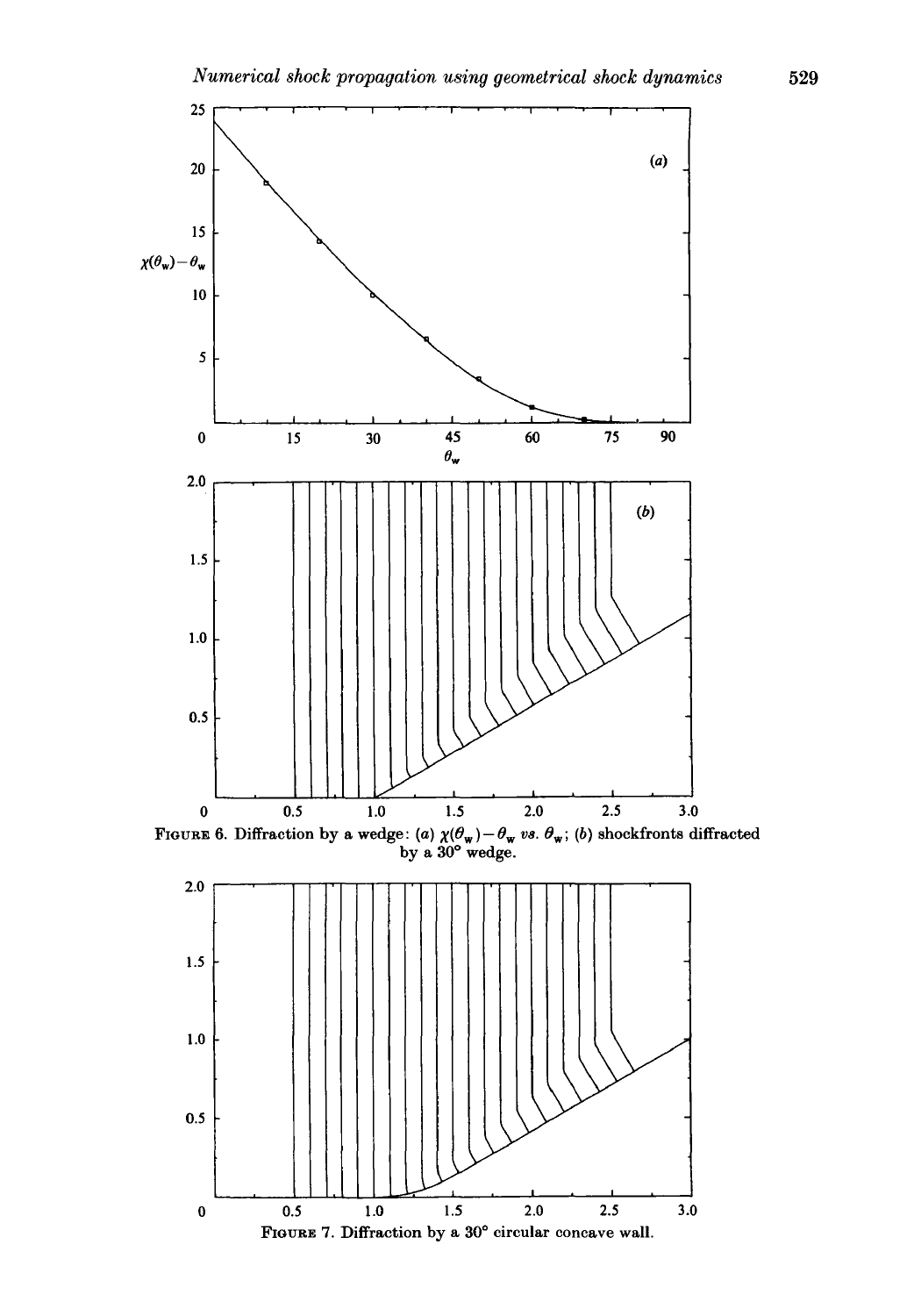FIGURE 6. Diffraction by a wedge: (a) $\chi(\theta_w) - \theta_w$ vs. $\theta_w$; (b) shockfronts diffracted by a 30° wedge.

FIGURE 7. Diffraction by a 30° circular concave wall.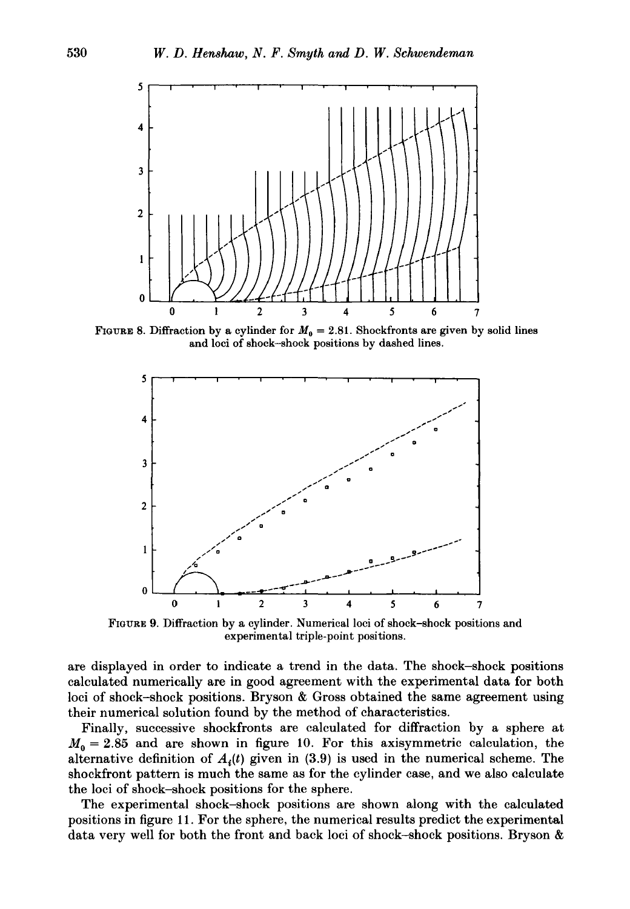FIGURE 8. Diffraction by a cylinder for $M_0 = 2.81$. Shockfronts are given by solid lines and loci of shock–shock positions by dashed lines.

FIGURE 9. Diffraction by a cylinder. Numerical loci of shock–shock positions and experimental triple-point positions.

are displayed in order to indicate a trend in the data. The shock–shock positions calculated numerically are in good agreement with the experimental data for both loci of shock–shock positions. Bryson & Gross obtained the same agreement using their numerical solution found by the method of characteristics.

Finally, successive shockfronts are calculated for diffraction by a sphere at $M_0 = 2.85$ and are shown in figure 10. For this axisymmetric calculation, the alternative definition of $A_i(t)$ given in (3.9) is used in the numerical scheme. The shockfront pattern is much the same as for the cylinder case, and we also calculate the loci of shock–shock positions for the sphere.

The experimental shock–shock positions are shown along with the calculated positions in figure 11. For the sphere, the numerical results predict the experimental data very well for both the front and back loci of shock–shock positions. Bryson &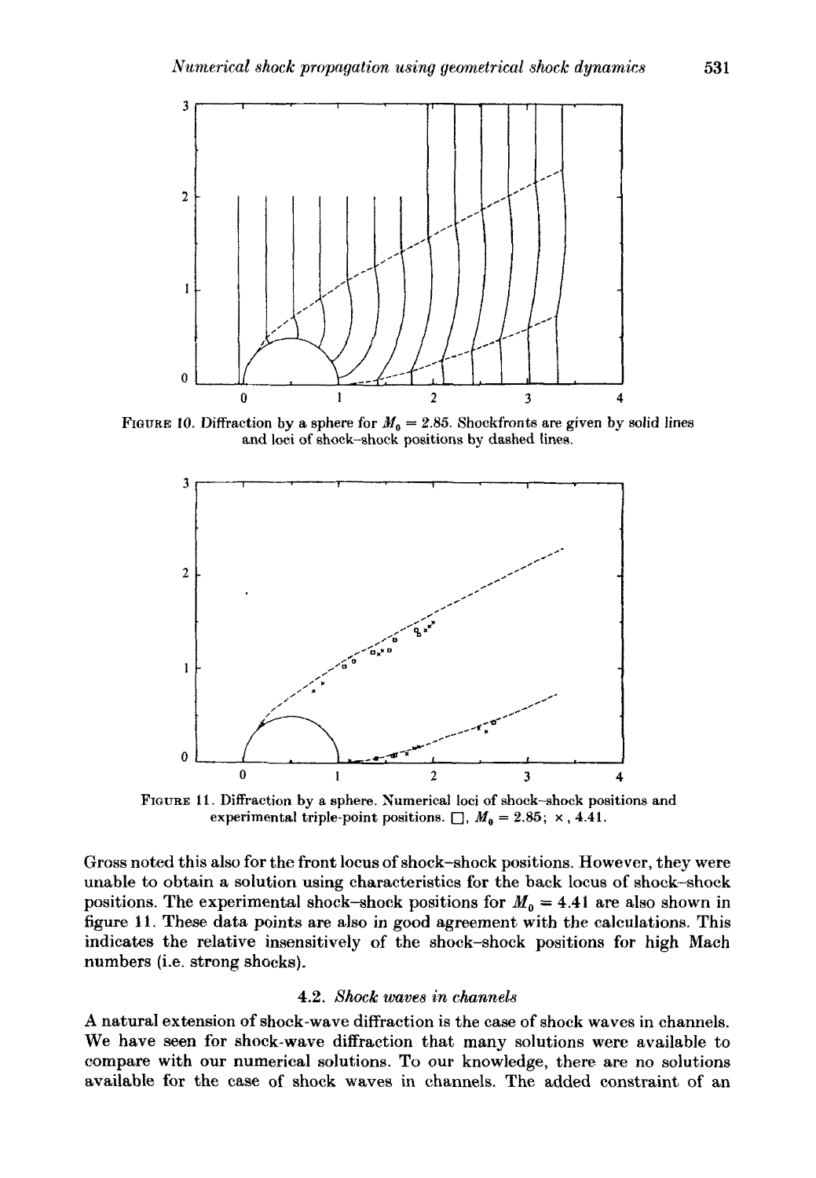FIGURE 10. Diffraction by a sphere for $M_0 = 2.85$. Shockfronts are given by solid lines and loci of shock–shock positions by dashed lines.

FIGURE 11. Diffraction by a sphere. Numerical loci of shock–shock positions and experimental triple-point positions. □, $M_0 = 2.85$; ×, 4.41.

Gross noted this also for the front locus of shock–shock positions. However, they were unable to obtain a solution using characteristics for the back locus of shock–shock positions. The experimental shock–shock positions for $M_0 = 4.41$ are also shown in figure 11. These data points are also in good agreement with the calculations. This indicates the relative insensitively of the shock–shock positions for high Mach numbers (i.e. strong shocks).

### 4.2. *Shock waves in channels*

A natural extension of shock-wave diffraction is the case of shock waves in channels. We have seen for shock-wave diffraction that many solutions were available to compare with our numerical solutions. To our knowledge, there are no solutions available for the case of shock waves in channels. The added constraint of an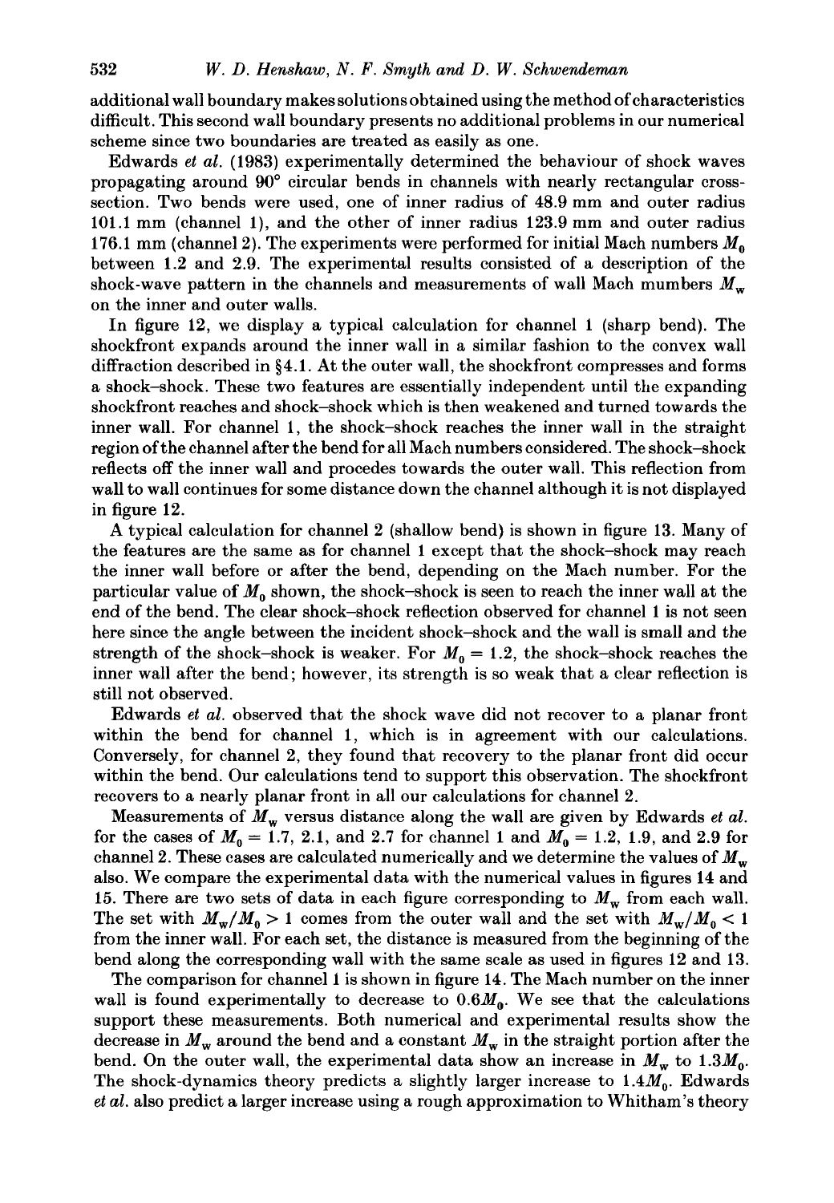additional wall boundary makes solutions obtained using the method of characteristics difficult. This second wall boundary presents no additional problems in our numerical scheme since two boundaries are treated as easily as one.

Edwards *et al.* (1983) experimentally determined the behaviour of shock waves propagating around 90° circular bends in channels with nearly rectangular cross-section. Two bends were used, one of inner radius of 48.9 mm and outer radius 101.1 mm (channel 1), and the other of inner radius 123.9 mm and outer radius 176.1 mm (channel 2). The experiments were performed for initial Mach numbers $M_0$ between 1.2 and 2.9. The experimental results consisted of a description of the shock-wave pattern in the channels and measurements of wall Mach mumbers $M_w$ on the inner and outer walls.

In figure 12, we display a typical calculation for channel 1 (sharp bend). The shockfront expands around the inner wall in a similar fashion to the convex wall diffraction described in §4.1. At the outer wall, the shockfront compresses and forms a shock–shock. These two features are essentially independent until the expanding shockfront reaches and shock–shock which is then weakened and turned towards the inner wall. For channel 1, the shock–shock reaches the inner wall in the straight region of the channel after the bend for all Mach numbers considered. The shock–shock reflects off the inner wall and procedes towards the outer wall. This reflection from wall to wall continues for some distance down the channel although it is not displayed in figure 12.

A typical calculation for channel 2 (shallow bend) is shown in figure 13. Many of the features are the same as for channel 1 except that the shock–shock may reach the inner wall before or after the bend, depending on the Mach number. For the particular value of $M_0$ shown, the shock–shock is seen to reach the inner wall at the end of the bend. The clear shock–shock reflection observed for channel 1 is not seen here since the angle between the incident shock–shock and the wall is small and the strength of the shock–shock is weaker. For $M_0 = 1.2$, the shock–shock reaches the inner wall after the bend; however, its strength is so weak that a clear reflection is still not observed.

Edwards *et al.* observed that the shock wave did not recover to a planar front within the bend for channel 1, which is in agreement with our calculations. Conversely, for channel 2, they found that recovery to the planar front did occur within the bend. Our calculations tend to support this observation. The shockfront recovers to a nearly planar front in all our calculations for channel 2.

Measurements of $M_w$ versus distance along the wall are given by Edwards *et al.* for the cases of $M_0 = 1.7$, 2.1, and 2.7 for channel 1 and $M_0 = 1.2$, 1.9, and 2.9 for channel 2. These cases are calculated numerically and we determine the values of $M_w$ also. We compare the experimental data with the numerical values in figures 14 and 15. There are two sets of data in each figure corresponding to $M_w$ from each wall. The set with $M_w/M_0 > 1$ comes from the outer wall and the set with $M_w/M_0 < 1$ from the inner wall. For each set, the distance is measured from the beginning of the bend along the corresponding wall with the same scale as used in figures 12 and 13.

The comparison for channel 1 is shown in figure 14. The Mach number on the inner wall is found experimentally to decrease to $0.6M_0$. We see that the calculations support these measurements. Both numerical and experimental results show the decrease in $M_w$ around the bend and a constant $M_w$ in the straight portion after the bend. On the outer wall, the experimental data show an increase in $M_w$ to $1.3M_0$. The shock-dynamics theory predicts a slightly larger increase to $1.4M_0$. Edwards *et al.* also predict a larger increase using a rough approximation to Whitham's theory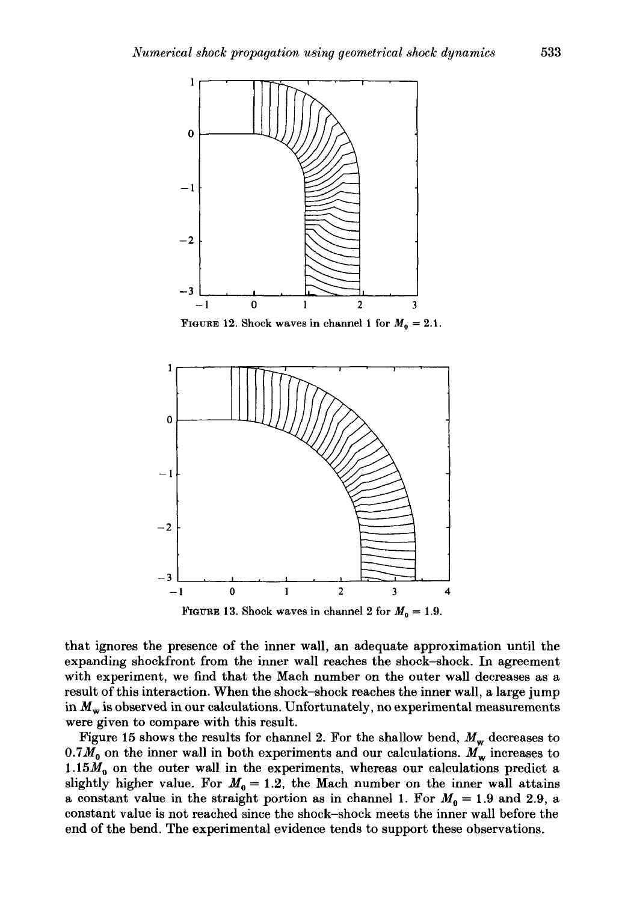FIGURE 12. Shock waves in channel 1 for $M_0 = 2.1$.

FIGURE 13. Shock waves in channel 2 for $M_0 = 1.9$.

that ignores the presence of the inner wall, an adequate approximation until the expanding shockfront from the inner wall reaches the shock–shock. In agreement with experiment, we find that the Mach number on the outer wall decreases as a result of this interaction. When the shock–shock reaches the inner wall, a large jump in $M_w$ is observed in our calculations. Unfortunately, no experimental measurements were given to compare with this result.

Figure 15 shows the results for channel 2. For the shallow bend, $M_w$ decreases to $0.7M_0$ on the inner wall in both experiments and our calculations. $M_w$ increases to $1.15M_0$ on the outer wall in the experiments, whereas our calculations predict a slightly higher value. For $M_0 = 1.2$, the Mach number on the inner wall attains a constant value in the straight portion as in channel 1. For $M_0 = 1.9$ and 2.9, a constant value is not reached since the shock–shock meets the inner wall before the end of the bend. The experimental evidence tends to support these observations.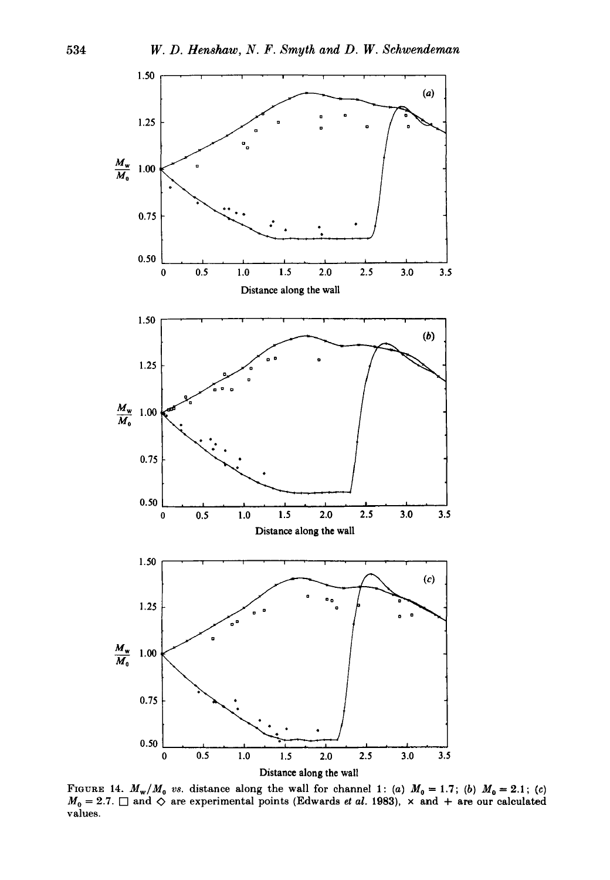FIGURE 14. $M_w/M_0$ vs. distance along the wall for channel 1: (a) $M_0 = 1.7$; (b) $M_0 = 2.1$; (c) $M_0 = 2.7$. □ and ◇ are experimental points (Edwards *et al.* 1983), × and + are our calculated values.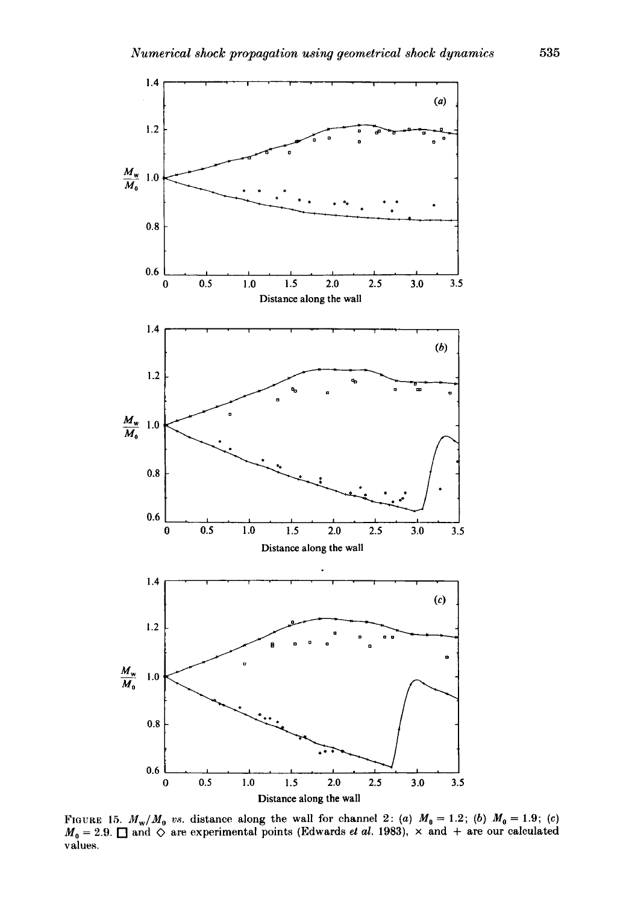FIGURE 15. $M_w/M_0$ *vs.* distance along the wall for channel 2: (*a*) $M_0 = 1.2$; (*b*) $M_0 = 1.9$; (*c*) $M_0 = 2.9$. □ and ◇ are experimental points (Edwards *et al.* 1983), × and + are our calculated values.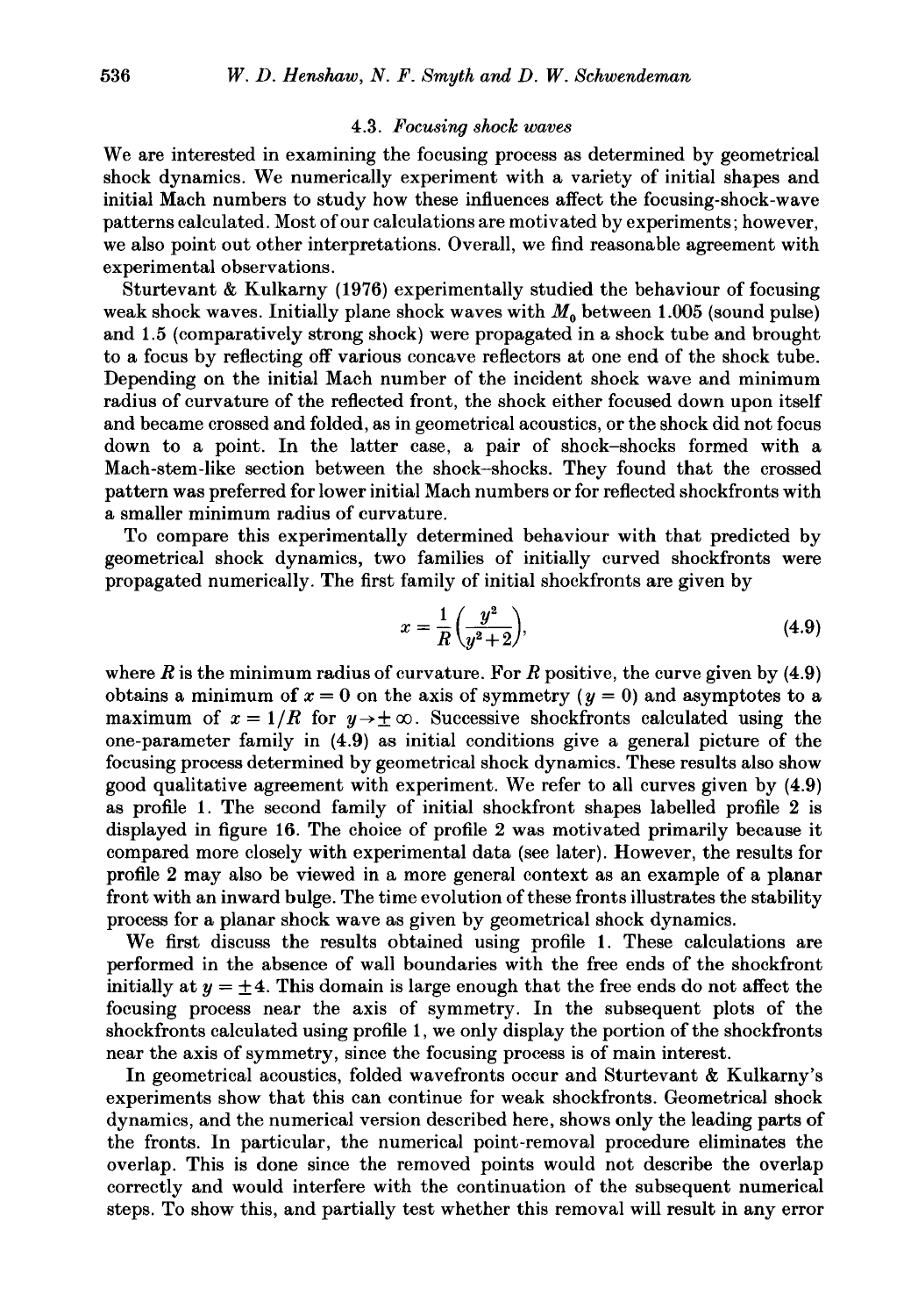### 4.3. *Focusing shock waves*

We are interested in examining the focusing process as determined by geometrical shock dynamics. We numerically experiment with a variety of initial shapes and initial Mach numbers to study how these influences affect the focusing-shock-wave patterns calculated. Most of our calculations are motivated by experiments; however, we also point out other interpretations. Overall, we find reasonable agreement with experimental observations.

Sturtevant & Kulkarny (1976) experimentally studied the behaviour of focusing weak shock waves. Initially plane shock waves with $M_0$ between 1.005 (sound pulse) and 1.5 (comparatively strong shock) were propagated in a shock tube and brought to a focus by reflecting off various concave reflectors at one end of the shock tube. Depending on the initial Mach number of the incident shock wave and minimum radius of curvature of the reflected front, the shock either focused down upon itself and became crossed and folded, as in geometrical acoustics, or the shock did not focus down to a point. In the latter case, a pair of shock–shocks formed with a Mach-stem-like section between the shock–shocks. They found that the crossed pattern was preferred for lower initial Mach numbers or for reflected shockfronts with a smaller minimum radius of curvature.

To compare this experimentally determined behaviour with that predicted by geometrical shock dynamics, two families of initially curved shockfronts were propagated numerically. The first family of initial shockfronts are given by

$$x = \frac{1}{R}\left(\frac{y^2}{y^2+2}\right), \tag{4.9}$$

where $R$ is the minimum radius of curvature. For $R$ positive, the curve given by (4.9) obtains a minimum of $x = 0$ on the axis of symmetry ($y = 0$) and asymptotes to a maximum of $x = 1/R$ for $y \to \pm\infty$. Successive shockfronts calculated using the one-parameter family in (4.9) as initial conditions give a general picture of the focusing process determined by geometrical shock dynamics. These results also show good qualitative agreement with experiment. We refer to all curves given by (4.9) as profile 1. The second family of initial shockfront shapes labelled profile 2 is displayed in figure 16. The choice of profile 2 was motivated primarily because it compared more closely with experimental data (see later). However, the results for profile 2 may also be viewed in a more general context as an example of a planar front with an inward bulge. The time evolution of these fronts illustrates the stability process for a planar shock wave as given by geometrical shock dynamics.

We first discuss the results obtained using profile 1. These calculations are performed in the absence of wall boundaries with the free ends of the shockfront initially at $y = \pm 4$. This domain is large enough that the free ends do not affect the focusing process near the axis of symmetry. In the subsequent plots of the shockfronts calculated using profile 1, we only display the portion of the shockfronts near the axis of symmetry, since the focusing process is of main interest.

In geometrical acoustics, folded wavefronts occur and Sturtevant & Kulkarny's experiments show that this can continue for weak shockfronts. Geometrical shock dynamics, and the numerical version described here, shows only the leading parts of the fronts. In particular, the numerical point-removal procedure eliminates the overlap. This is done since the removed points would not describe the overlap correctly and would interfere with the continuation of the subsequent numerical steps. To show this, and partially test whether this removal will result in any error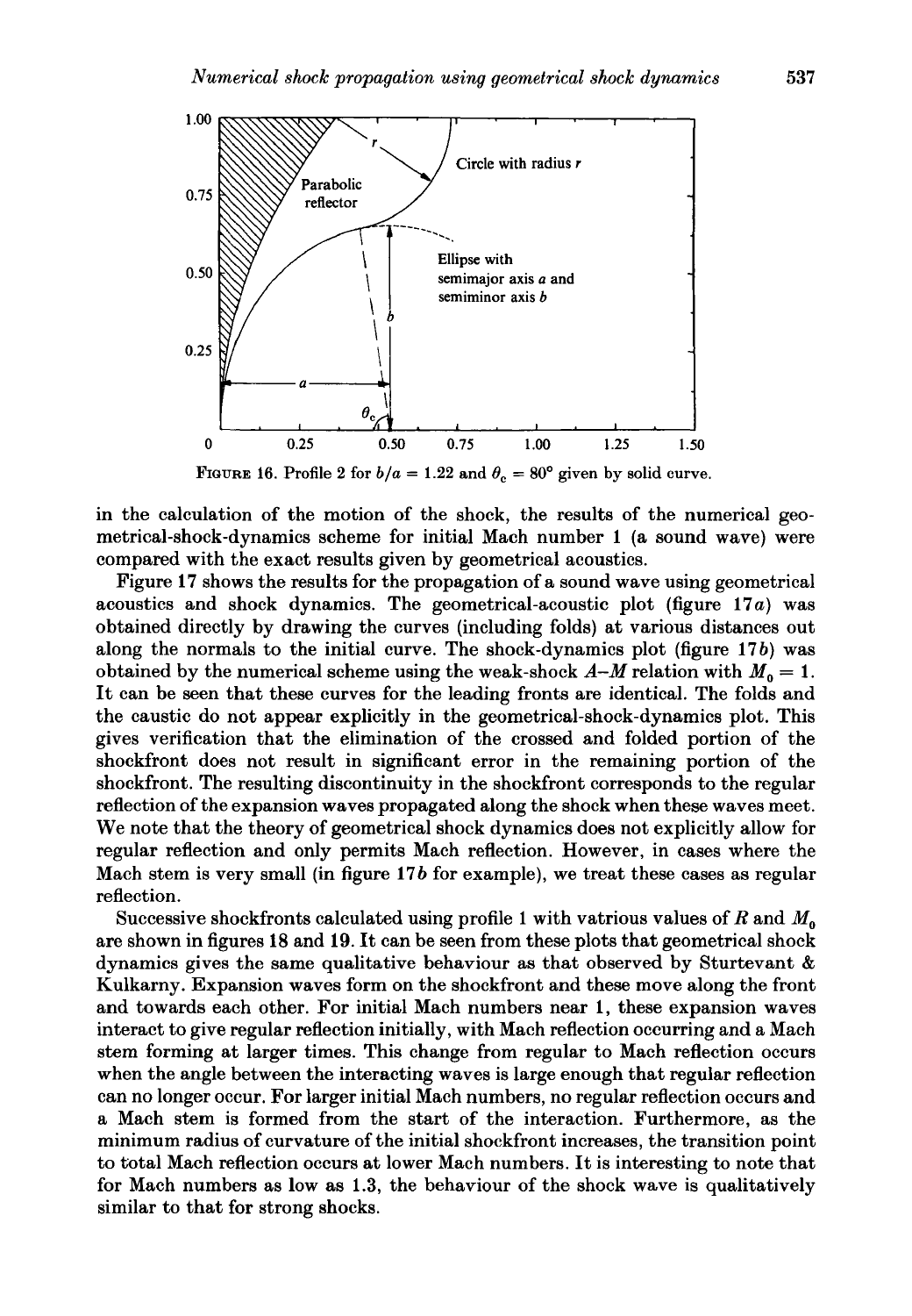FIGURE 16. Profile 2 for $b/a = 1.22$ and $\theta_c = 80°$ given by solid curve.

in the calculation of the motion of the shock, the results of the numerical geometrical-shock-dynamics scheme for initial Mach number 1 (a sound wave) were compared with the exact results given by geometrical acoustics.

Figure 17 shows the results for the propagation of a sound wave using geometrical acoustics and shock dynamics. The geometrical-acoustic plot (figure 17*a*) was obtained directly by drawing the curves (including folds) at various distances out along the normals to the initial curve. The shock-dynamics plot (figure 17*b*) was obtained by the numerical scheme using the weak-shock *A–M* relation with $M_0 = 1$. It can be seen that these curves for the leading fronts are identical. The folds and the caustic do not appear explicitly in the geometrical-shock-dynamics plot. This gives verification that the elimination of the crossed and folded portion of the shockfront does not result in significant error in the remaining portion of the shockfront. The resulting discontinuity in the shockfront corresponds to the regular reflection of the expansion waves propagated along the shock when these waves meet. We note that the theory of geometrical shock dynamics does not explicitly allow for regular reflection and only permits Mach reflection. However, in cases where the Mach stem is very small (in figure 17*b* for example), we treat these cases as regular reflection.

Successive shockfronts calculated using profile 1 with vatrious values of $R$ and $M_0$ are shown in figures 18 and 19. It can be seen from these plots that geometrical shock dynamics gives the same qualitative behaviour as that observed by Sturtevant & Kulkarny. Expansion waves form on the shockfront and these move along the front and towards each other. For initial Mach numbers near 1, these expansion waves interact to give regular reflection initially, with Mach reflection occurring and a Mach stem forming at larger times. This change from regular to Mach reflection occurs when the angle between the interacting waves is large enough that regular reflection can no longer occur. For larger initial Mach numbers, no regular reflection occurs and a Mach stem is formed from the start of the interaction. Furthermore, as the minimum radius of curvature of the initial shockfront increases, the transition point to total Mach reflection occurs at lower Mach numbers. It is interesting to note that for Mach numbers as low as 1.3, the behaviour of the shock wave is qualitatively similar to that for strong shocks.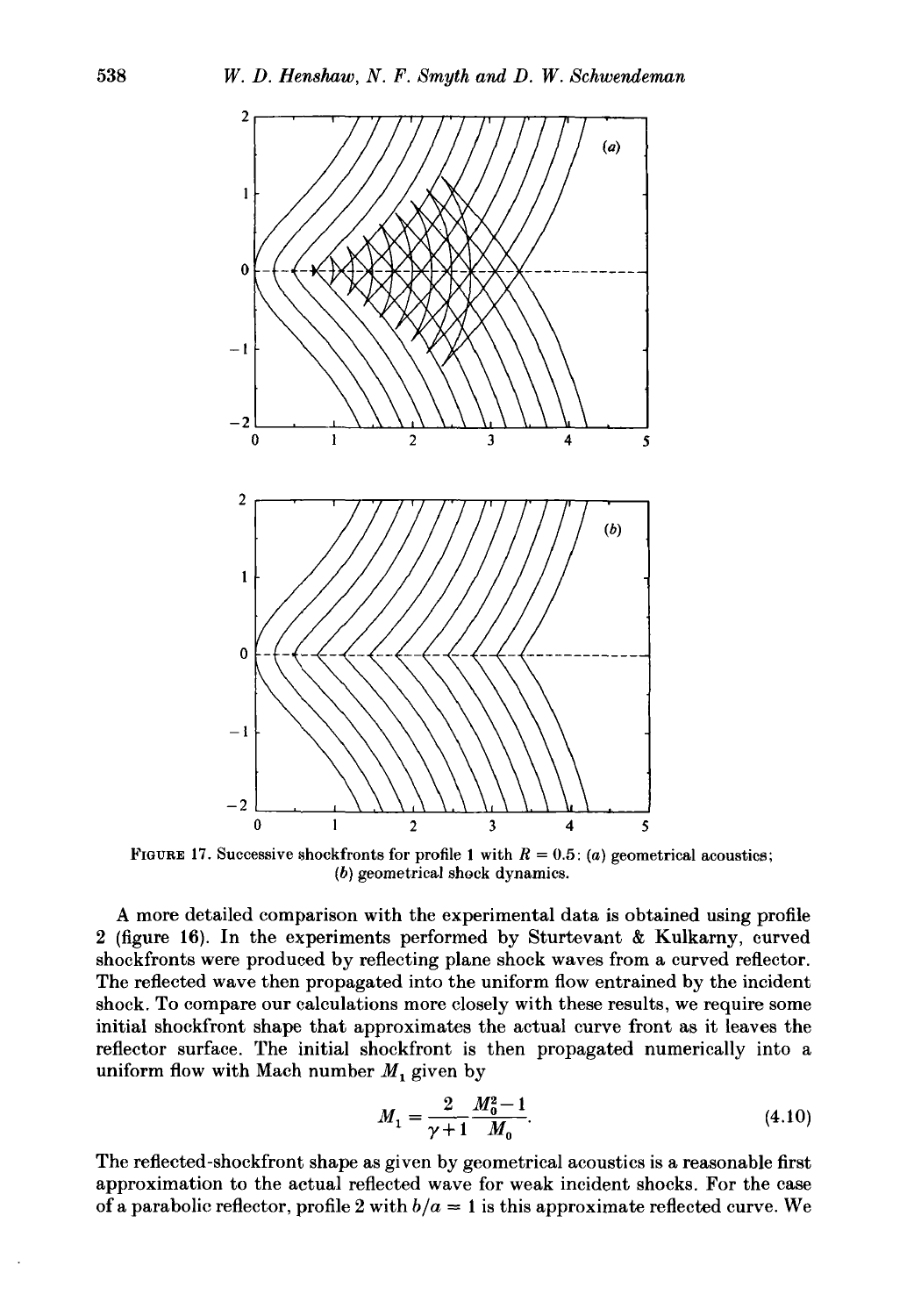FIGURE 17. Successive shockfronts for profile 1 with $R = 0.5$: (a) geometrical acoustics; (b) geometrical shock dynamics.

A more detailed comparison with the experimental data is obtained using profile 2 (figure 16). In the experiments performed by Sturtevant & Kulkarny, curved shockfronts were produced by reflecting plane shock waves from a curved reflector. The reflected wave then propagated into the uniform flow entrained by the incident shock. To compare our calculations more closely with these results, we require some initial shockfront shape that approximates the actual curve front as it leaves the reflector surface. The initial shockfront is then propagated numerically into a uniform flow with Mach number $M_1$ given by

$$M_1 = \frac{2}{\gamma+1} \frac{M_0^2 - 1}{M_0}. \tag{4.10}$$

The reflected-shockfront shape as given by geometrical acoustics is a reasonable first approximation to the actual reflected wave for weak incident shocks. For the case of a parabolic reflector, profile 2 with $b/a = 1$ is this approximate reflected curve. We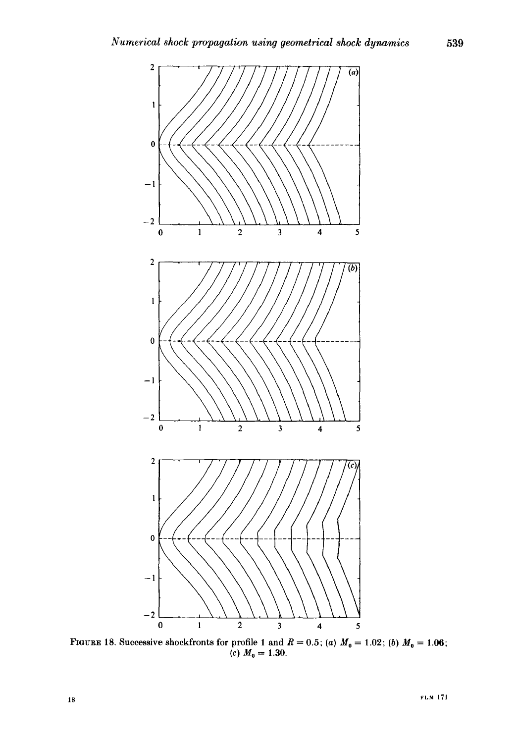FIGURE 18. Successive shockfronts for profile 1 and $R = 0.5$; (a) $M_0 = 1.02$; (b) $M_0 = 1.06$; (c) $M_0 = 1.30$.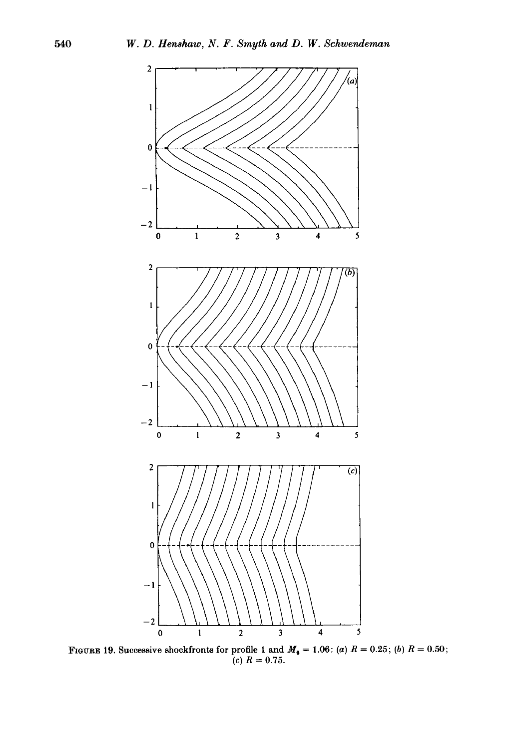FIGURE 19. Successive shockfronts for profile 1 and $M_0 = 1.06$: (a) $R = 0.25$; (b) $R = 0.50$; (c) $R = 0.75$.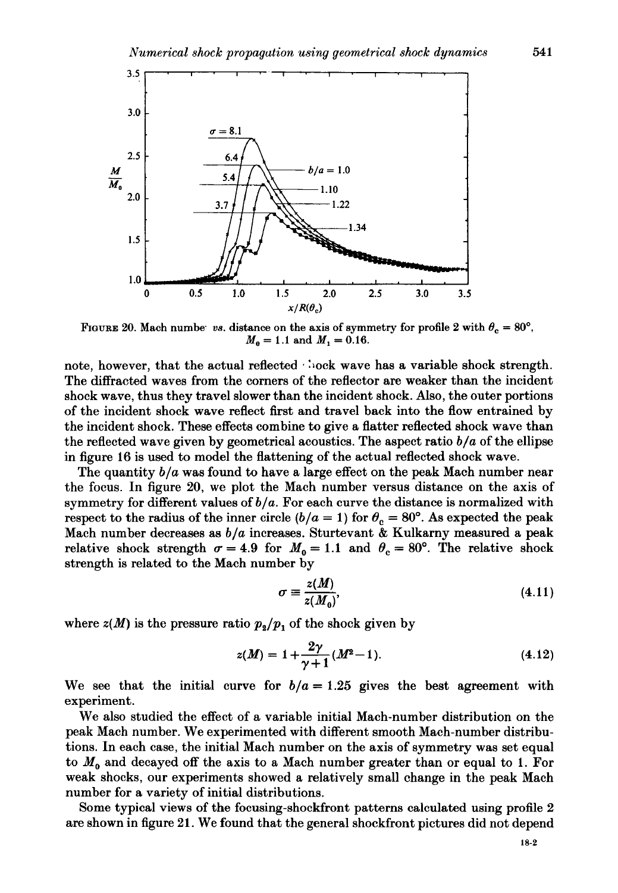FIGURE 20. Mach numbe vs. distance on the axis of symmetry for profile 2 with $\theta_c = 80°$, $M_0 = 1.1$ and $M_1 = 0.16$.

note, however, that the actual reflected shock wave has a variable shock strength. The diffracted waves from the corners of the reflector are weaker than the incident shock wave, thus they travel slower than the incident shock. Also, the outer portions of the incident shock wave reflect first and travel back into the flow entrained by the incident shock. These effects combine to give a flatter reflected shock wave than the reflected wave given by geometrical acoustics. The aspect ratio $b/a$ of the ellipse in figure 16 is used to model the flattening of the actual reflected shock wave.

The quantity $b/a$ was found to have a large effect on the peak Mach number near the focus. In figure 20, we plot the Mach number versus distance on the axis of symmetry for different values of $b/a$. For each curve the distance is normalized with respect to the radius of the inner circle ($b/a = 1$) for $\theta_c = 80°$. As expected the peak Mach number decreases as $b/a$ increases. Sturtevant & Kulkarny measured a peak relative shock strength $\sigma = 4.9$ for $M_0 = 1.1$ and $\theta_c = 80°$. The relative shock strength is related to the Mach number by

$$\sigma \equiv \frac{z(M)}{z(M_0)}, \tag{4.11}$$

where $z(M)$ is the pressure ratio $p_2/p_1$ of the shock given by

$$z(M) = 1 + \frac{2\gamma}{\gamma+1}(M^2 - 1). \tag{4.12}$$

We see that the initial curve for $b/a = 1.25$ gives the best agreement with experiment.

We also studied the effect of a variable initial Mach-number distribution on the peak Mach number. We experimented with different smooth Mach-number distributions. In each case, the initial Mach number on the axis of symmetry was set equal to $M_0$ and decayed off the axis to a Mach number greater than or equal to 1. For weak shocks, our experiments showed a relatively small change in the peak Mach number for a variety of initial distributions.

Some typical views of the focusing-shockfront patterns calculated using profile 2 are shown in figure 21. We found that the general shockfront pictures did not depend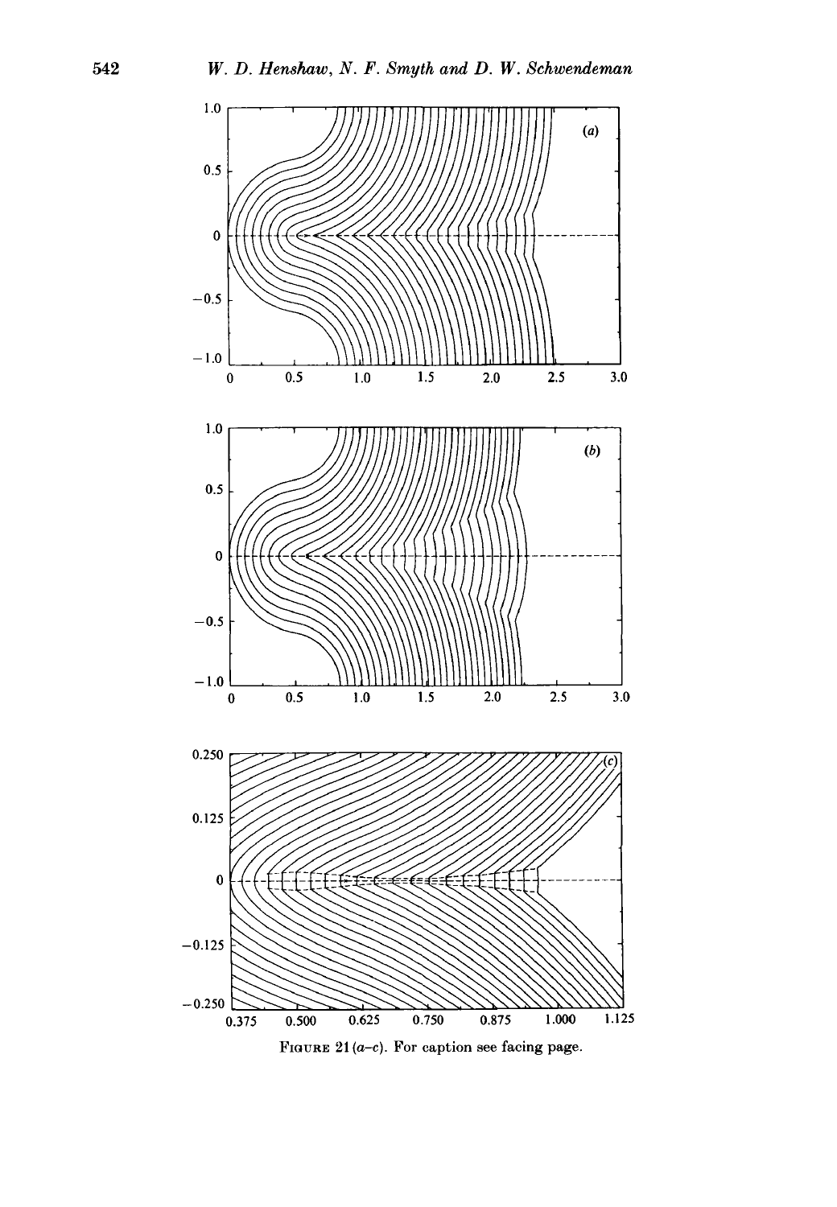FIGURE 21 (*a–c*). For caption see facing page.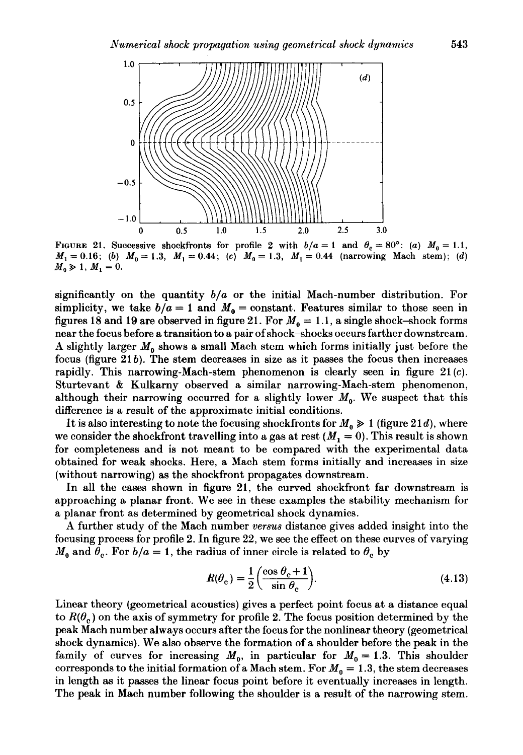FIGURE 21. Successive shockfronts for profile 2 with $b/a = 1$ and $\theta_c = 80°$: (a) $M_0 = 1.1$, $M_1 = 0.16$; (b) $M_0 = 1.3$, $M_1 = 0.44$; (c) $M_0 = 1.3$, $M_1 = 0.44$ (narrowing Mach stem); (d) $M_0 \gg 1$, $M_1 = 0$.

significantly on the quantity $b/a$ or the initial Mach-number distribution. For simplicity, we take $b/a = 1$ and $M_0 = \text{constant}$. Features similar to those seen in figures 18 and 19 are observed in figure 21. For $M_0 = 1.1$, a single shock–shock forms near the focus before a transition to a pair of shock–shocks occurs farther downstream. A slightly larger $M_0$ shows a small Mach stem which forms initially just before the focus (figure 21*b*). The stem decreases in size as it passes the focus then increases rapidly. This narrowing-Mach-stem phenomenon is clearly seen in figure 21(*c*). Sturtevant & Kulkarny observed a similar narrowing-Mach-stem phenomenon, although their narrowing occurred for a slightly lower $M_0$. We suspect that this difference is a result of the approximate initial conditions.

It is also interesting to note the focusing shockfronts for $M_0 \gg 1$ (figure 21*d*), where we consider the shockfront travelling into a gas at rest ($M_1 = 0$). This result is shown for completeness and is not meant to be compared with the experimental data obtained for weak shocks. Here, a Mach stem forms initially and increases in size (without narrowing) as the shockfront propagates downstream.

In all the cases shown in figure 21, the curved shockfront far downstream is approaching a planar front. We see in these examples the stability mechanism for a planar front as determined by geometrical shock dynamics.

A further study of the Mach number *versus* distance gives added insight into the focusing process for profile 2. In figure 22, we see the effect on these curves of varying $M_0$ and $\theta_c$. For $b/a = 1$, the radius of inner circle is related to $\theta_c$ by

$$R(\theta_c) = \frac{1}{2}\left(\frac{\cos\theta_c + 1}{\sin\theta_c}\right). \tag{4.13}$$

Linear theory (geometrical acoustics) gives a perfect point focus at a distance equal to $R(\theta_c)$ on the axis of symmetry for profile 2. The focus position determined by the peak Mach number always occurs after the focus for the nonlinear theory (geometrical shock dynamics). We also observe the formation of a shoulder before the peak in the family of curves for increasing $M_0$, in particular for $M_0 = 1.3$. This shoulder corresponds to the initial formation of a Mach stem. For $M_0 = 1.3$, the stem decreases in length as it passes the linear focus point before it eventually increases in length. The peak in Mach number following the shoulder is a result of the narrowing stem.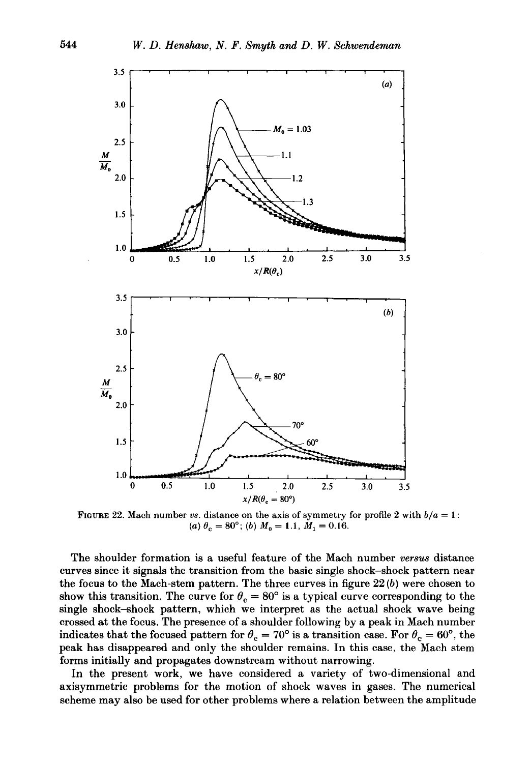FIGURE 22. Mach number *vs.* distance on the axis of symmetry for profile 2 with $b/a = 1$: (*a*) $\theta_c = 80°$; (*b*) $M_0 = 1.1$, $M_1 = 0.16$.

The shoulder formation is a useful feature of the Mach number *versus* distance curves since it signals the transition from the basic single shock–shock pattern near the focus to the Mach-stem pattern. The three curves in figure 22(*b*) were chosen to show this transition. The curve for $\theta_c = 80°$ is a typical curve corresponding to the single shock–shock pattern, which we interpret as the actual shock wave being crossed at the focus. The presence of a shoulder following by a peak in Mach number indicates that the focused pattern for $\theta_c = 70°$ is a transition case. For $\theta_c = 60°$, the peak has disappeared and only the shoulder remains. In this case, the Mach stem forms initially and propagates downstream without narrowing.

In the present work, we have considered a variety of two-dimensional and axisymmetric problems for the motion of shock waves in gases. The numerical scheme may also be used for other problems where a relation between the amplitude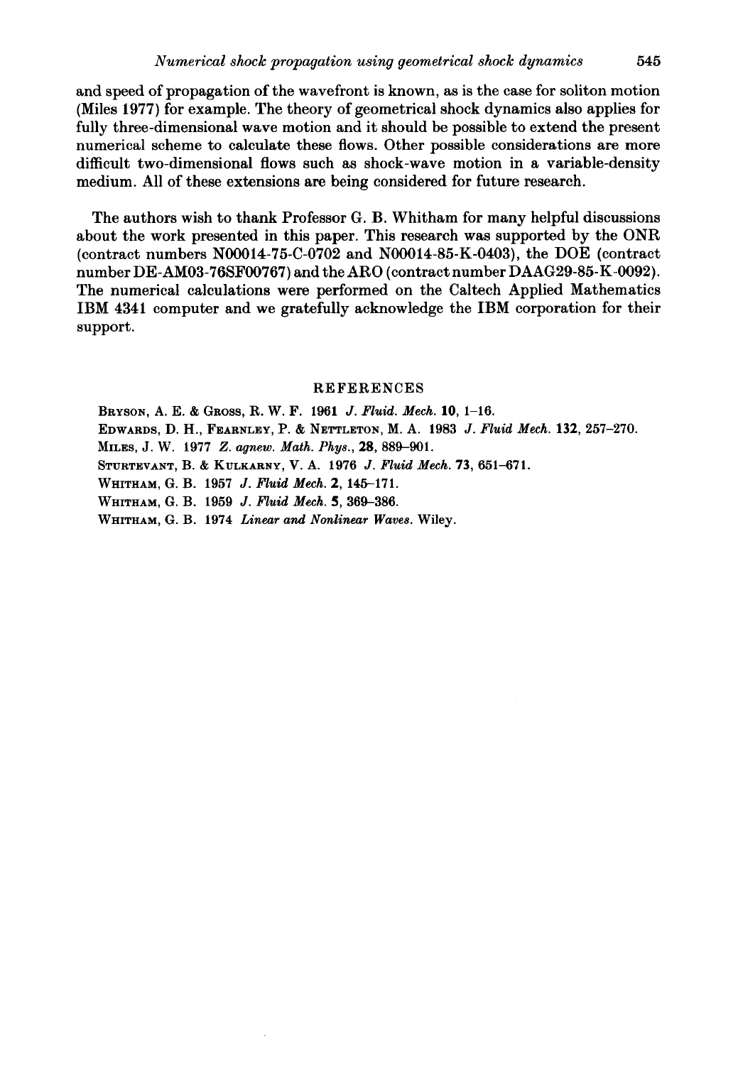and speed of propagation of the wavefront is known, as is the case for soliton motion (Miles 1977) for example. The theory of geometrical shock dynamics also applies for fully three-dimensional wave motion and it should be possible to extend the present numerical scheme to calculate these flows. Other possible considerations are more difficult two-dimensional flows such as shock-wave motion in a variable-density medium. All of these extensions are being considered for future research.

The authors wish to thank Professor G. B. Whitham for many helpful discussions about the work presented in this paper. This research was supported by the ONR (contract numbers N00014-75-C-0702 and N00014-85-K-0403), the DOE (contract number DE-AM03-76SF00767) and the ARO (contract number DAAG29-85-K-0092). The numerical calculations were performed on the Caltech Applied Mathematics IBM 4341 computer and we gratefully acknowledge the IBM corporation for their support.

## REFERENCES

Bryson, A. E. & Gross, R. W. F. 1961 *J. Fluid. Mech.* **10**, 1–16.

Edwards, D. H., Fearnley, P. & Nettleton, M. A. 1983 *J. Fluid Mech.* **132**, 257–270.

Miles, J. W. 1977 *Z. agnew. Math. Phys.*, **28**, 889–901.

Sturtevant, B. & Kulkarny, V. A. 1976 *J. Fluid Mech.* **73**, 651–671.

Whitham, G. B. 1957 *J. Fluid Mech.* **2**, 145–171.

Whitham, G. B. 1959 *J. Fluid Mech.* **5**, 369–386.

Whitham, G. B. 1974 *Linear and Nonlinear Waves*. Wiley.